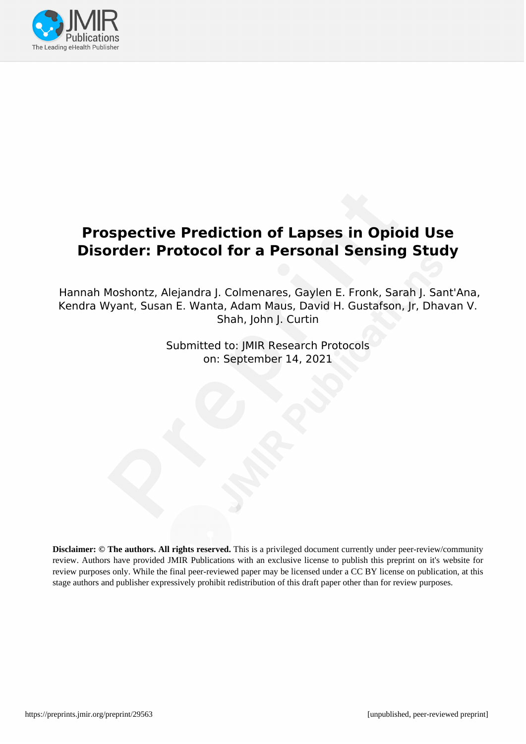# Prospective Prediction of Lapses in Opioid Use Disorder: Protocol for a Personal Sensing Study

Hannah Moshontz, Alejandra J. Colmenares, Gaylen E. Fronk, Sarah J. Sant'Ana, Kendra Wyant, Susan E. Wanta, Adam Maus, David H. Gustafson, Jr, Dhavan V. Shah, John J. Curtin

Submitted to: JMIR Research Protocols
on: September 14, 2021

**Disclaimer: © The authors. All rights reserved.** This is a privileged document currently under peer-review/community review. Authors have provided JMIR Publications with an exclusive license to publish this preprint on it's website for review purposes only. While the final peer-reviewed paper may be licensed under a CC BY license on publication, at this stage authors and publisher expressively prohibit redistribution of this draft paper other than for review purposes.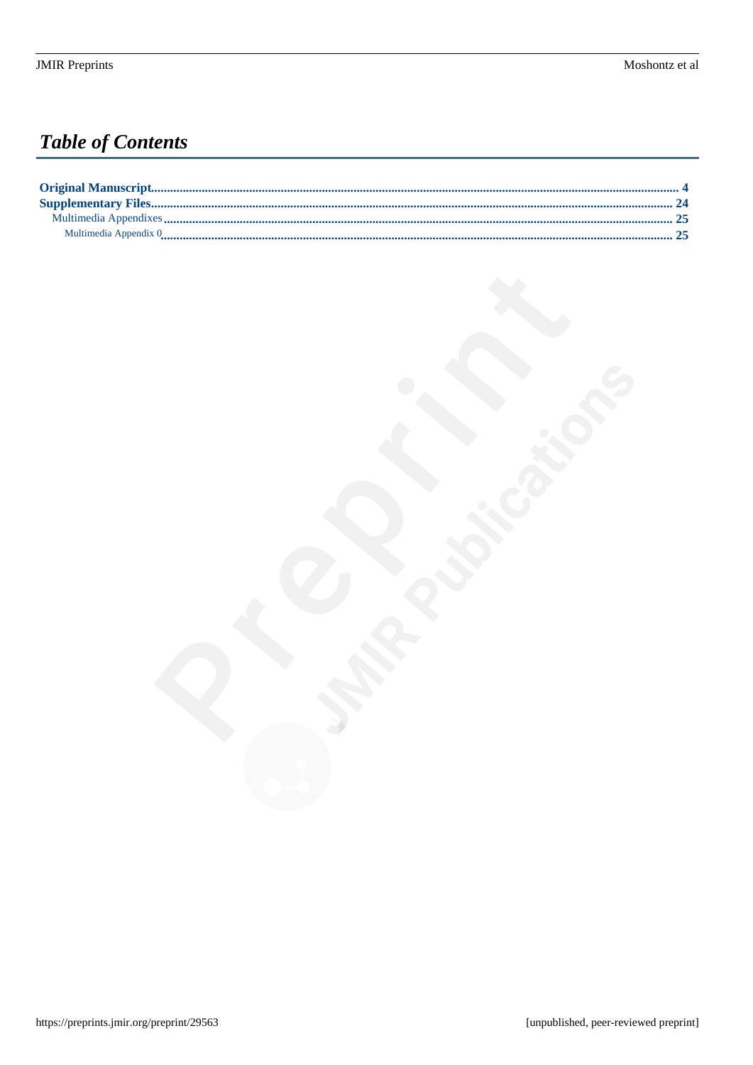# *Table of Contents*

**Original Manuscript** .......... **4**

**Supplementary Files** .......... **24**

Multimedia Appendixes .......... **25**

Multimedia Appendix 0 .......... **25**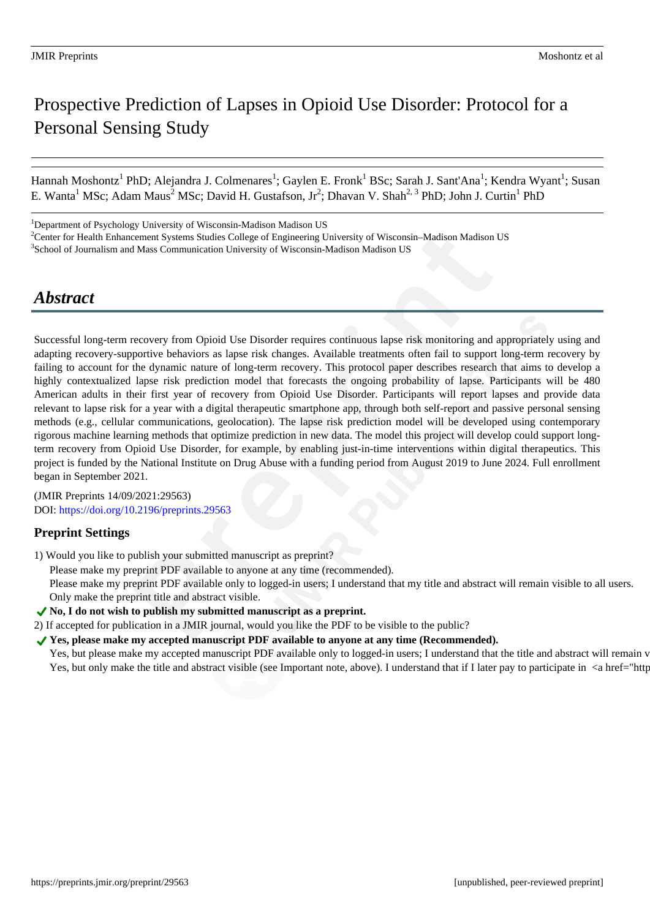# Prospective Prediction of Lapses in Opioid Use Disorder: Protocol for a Personal Sensing Study

Hannah Moshontz[1] PhD; Alejandra J. Colmenares[1]; Gaylen E. Fronk[1] BSc; Sarah J. Sant'Ana[1]; Kendra Wyant[1]; Susan E. Wanta[1] MSc; Adam Maus[2] MSc; David H. Gustafson, Jr[2]; Dhavan V. Shah[2, 3] PhD; John J. Curtin[1] PhD

[1]Department of Psychology University of Wisconsin-Madison Madison US
[2]Center for Health Enhancement Systems Studies College of Engineering University of Wisconsin–Madison Madison US
[3]School of Journalism and Mass Communication University of Wisconsin-Madison Madison US

## *Abstract*

Successful long-term recovery from Opioid Use Disorder requires continuous lapse risk monitoring and appropriately using and adapting recovery-supportive behaviors as lapse risk changes. Available treatments often fail to support long-term recovery by failing to account for the dynamic nature of long-term recovery. This protocol paper describes research that aims to develop a highly contextualized lapse risk prediction model that forecasts the ongoing probability of lapse. Participants will be 480 American adults in their first year of recovery from Opioid Use Disorder. Participants will report lapses and provide data relevant to lapse risk for a year with a digital therapeutic smartphone app, through both self-report and passive personal sensing methods (e.g., cellular communications, geolocation). The lapse risk prediction model will be developed using contemporary rigorous machine learning methods that optimize prediction in new data. The model this project will develop could support long-term recovery from Opioid Use Disorder, for example, by enabling just-in-time interventions within digital therapeutics. This project is funded by the National Institute on Drug Abuse with a funding period from August 2019 to June 2024. Full enrollment began in September 2021.

(JMIR Preprints 14/09/2021:29563)
DOI: https://doi.org/10.2196/preprints.29563

### Preprint Settings

1) Would you like to publish your submitted manuscript as preprint?
   Please make my preprint PDF available to anyone at any time (recommended).
   Please make my preprint PDF available only to logged-in users; I understand that my title and abstract will remain visible to all users.
   Only make the preprint title and abstract visible.
✓ **No, I do not wish to publish my submitted manuscript as a preprint.**
2) If accepted for publication in a JMIR journal, would you like the PDF to be visible to the public?
✓ **Yes, please make my accepted manuscript PDF available to anyone at any time (Recommended).**
   Yes, but please make my accepted manuscript PDF available only to logged-in users; I understand that the title and abstract will remain v
   Yes, but only make the title and abstract visible (see Important note, above). I understand that if I later pay to participate in <a href="http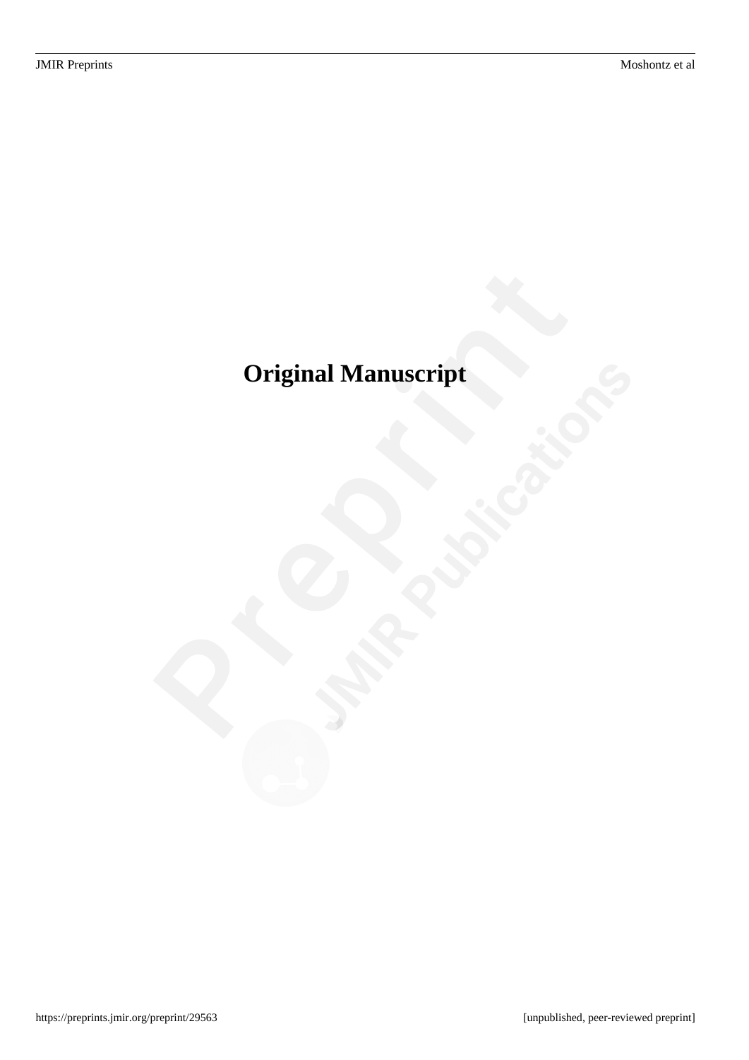# Original Manuscript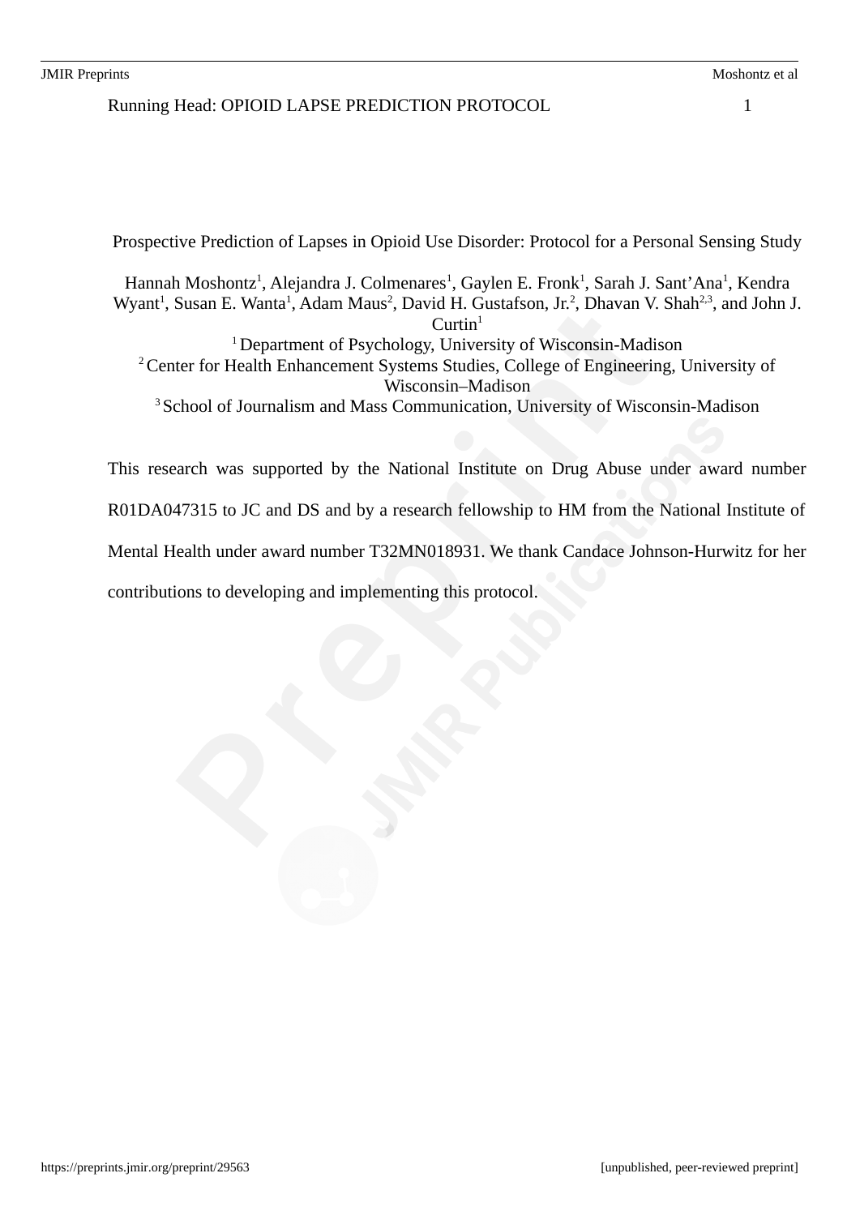Prospective Prediction of Lapses in Opioid Use Disorder: Protocol for a Personal Sensing Study

Hannah Moshontz[1], Alejandra J. Colmenares[1], Gaylen E. Fronk[1], Sarah J. Sant'Ana[1], Kendra Wyant[1], Susan E. Wanta[1], Adam Maus[2], David H. Gustafson, Jr.[2], Dhavan V. Shah[2,3], and John J. Curtin[1]

[1] Department of Psychology, University of Wisconsin-Madison

[2] Center for Health Enhancement Systems Studies, College of Engineering, University of Wisconsin–Madison

[3] School of Journalism and Mass Communication, University of Wisconsin-Madison

This research was supported by the National Institute on Drug Abuse under award number R01DA047315 to JC and DS and by a research fellowship to HM from the National Institute of Mental Health under award number T32MN018931. We thank Candace Johnson-Hurwitz for her contributions to developing and implementing this protocol.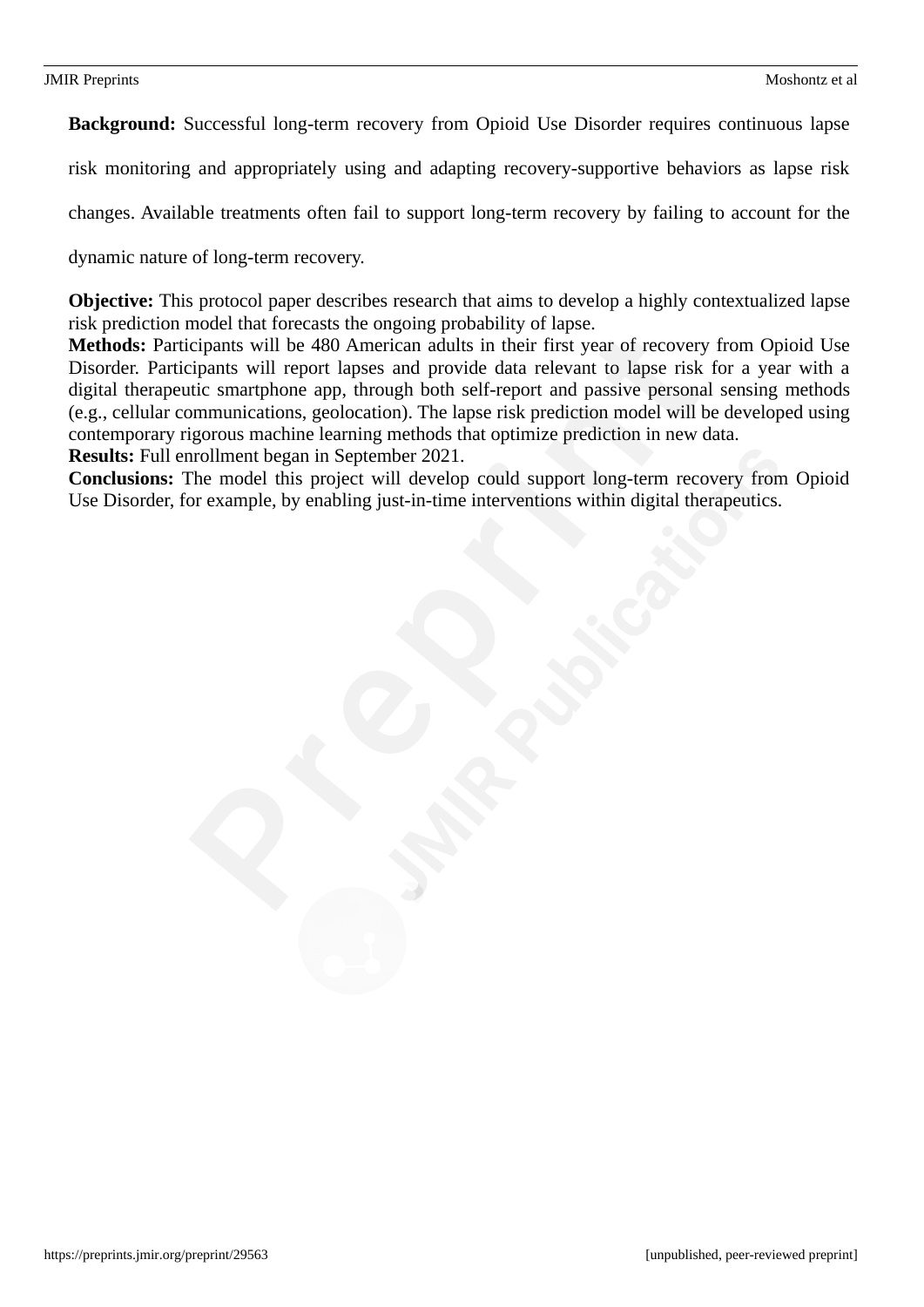**Background:** Successful long-term recovery from Opioid Use Disorder requires continuous lapse risk monitoring and appropriately using and adapting recovery-supportive behaviors as lapse risk changes. Available treatments often fail to support long-term recovery by failing to account for the dynamic nature of long-term recovery.

**Objective:** This protocol paper describes research that aims to develop a highly contextualized lapse risk prediction model that forecasts the ongoing probability of lapse.

**Methods:** Participants will be 480 American adults in their first year of recovery from Opioid Use Disorder. Participants will report lapses and provide data relevant to lapse risk for a year with a digital therapeutic smartphone app, through both self-report and passive personal sensing methods (e.g., cellular communications, geolocation). The lapse risk prediction model will be developed using contemporary rigorous machine learning methods that optimize prediction in new data.

**Results:** Full enrollment began in September 2021.

**Conclusions:** The model this project will develop could support long-term recovery from Opioid Use Disorder, for example, by enabling just-in-time interventions within digital therapeutics.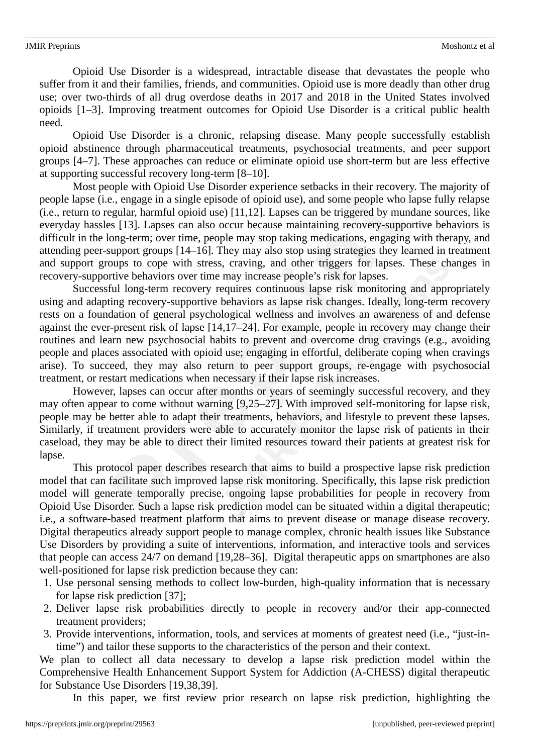Opioid Use Disorder is a widespread, intractable disease that devastates the people who suffer from it and their families, friends, and communities. Opioid use is more deadly than other drug use; over two-thirds of all drug overdose deaths in 2017 and 2018 in the United States involved opioids [1–3]. Improving treatment outcomes for Opioid Use Disorder is a critical public health need.

Opioid Use Disorder is a chronic, relapsing disease. Many people successfully establish opioid abstinence through pharmaceutical treatments, psychosocial treatments, and peer support groups [4–7]. These approaches can reduce or eliminate opioid use short-term but are less effective at supporting successful recovery long-term [8–10].

Most people with Opioid Use Disorder experience setbacks in their recovery. The majority of people lapse (i.e., engage in a single episode of opioid use), and some people who lapse fully relapse (i.e., return to regular, harmful opioid use) [11,12]. Lapses can be triggered by mundane sources, like everyday hassles [13]. Lapses can also occur because maintaining recovery-supportive behaviors is difficult in the long-term; over time, people may stop taking medications, engaging with therapy, and attending peer-support groups [14–16]. They may also stop using strategies they learned in treatment and support groups to cope with stress, craving, and other triggers for lapses. These changes in recovery-supportive behaviors over time may increase people's risk for lapses.

Successful long-term recovery requires continuous lapse risk monitoring and appropriately using and adapting recovery-supportive behaviors as lapse risk changes. Ideally, long-term recovery rests on a foundation of general psychological wellness and involves an awareness of and defense against the ever-present risk of lapse [14,17–24]. For example, people in recovery may change their routines and learn new psychosocial habits to prevent and overcome drug cravings (e.g., avoiding people and places associated with opioid use; engaging in effortful, deliberate coping when cravings arise). To succeed, they may also return to peer support groups, re-engage with psychosocial treatment, or restart medications when necessary if their lapse risk increases.

However, lapses can occur after months or years of seemingly successful recovery, and they may often appear to come without warning [9,25–27]. With improved self-monitoring for lapse risk, people may be better able to adapt their treatments, behaviors, and lifestyle to prevent these lapses. Similarly, if treatment providers were able to accurately monitor the lapse risk of patients in their caseload, they may be able to direct their limited resources toward their patients at greatest risk for lapse.

This protocol paper describes research that aims to build a prospective lapse risk prediction model that can facilitate such improved lapse risk monitoring. Specifically, this lapse risk prediction model will generate temporally precise, ongoing lapse probabilities for people in recovery from Opioid Use Disorder. Such a lapse risk prediction model can be situated within a digital therapeutic; i.e., a software-based treatment platform that aims to prevent disease or manage disease recovery. Digital therapeutics already support people to manage complex, chronic health issues like Substance Use Disorders by providing a suite of interventions, information, and interactive tools and services that people can access 24/7 on demand [19,28–36]. Digital therapeutic apps on smartphones are also well-positioned for lapse risk prediction because they can:

1. Use personal sensing methods to collect low-burden, high-quality information that is necessary for lapse risk prediction [37];
2. Deliver lapse risk probabilities directly to people in recovery and/or their app-connected treatment providers;
3. Provide interventions, information, tools, and services at moments of greatest need (i.e., "just-in-time") and tailor these supports to the characteristics of the person and their context.

We plan to collect all data necessary to develop a lapse risk prediction model within the Comprehensive Health Enhancement Support System for Addiction (A-CHESS) digital therapeutic for Substance Use Disorders [19,38,39].

In this paper, we first review prior research on lapse risk prediction, highlighting the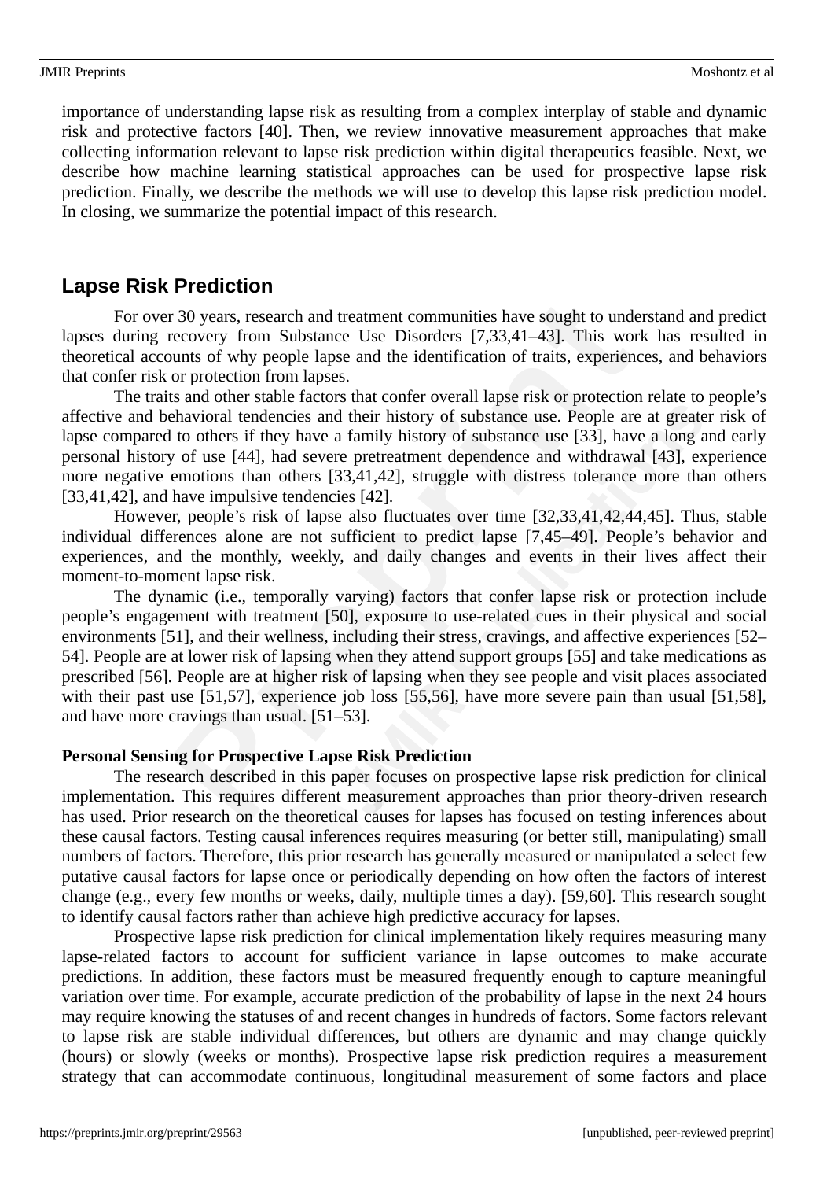importance of understanding lapse risk as resulting from a complex interplay of stable and dynamic risk and protective factors [40]. Then, we review innovative measurement approaches that make collecting information relevant to lapse risk prediction within digital therapeutics feasible. Next, we describe how machine learning statistical approaches can be used for prospective lapse risk prediction. Finally, we describe the methods we will use to develop this lapse risk prediction model. In closing, we summarize the potential impact of this research.

## Lapse Risk Prediction

For over 30 years, research and treatment communities have sought to understand and predict lapses during recovery from Substance Use Disorders [7,33,41–43]. This work has resulted in theoretical accounts of why people lapse and the identification of traits, experiences, and behaviors that confer risk or protection from lapses.

The traits and other stable factors that confer overall lapse risk or protection relate to people's affective and behavioral tendencies and their history of substance use. People are at greater risk of lapse compared to others if they have a family history of substance use [33], have a long and early personal history of use [44], had severe pretreatment dependence and withdrawal [43], experience more negative emotions than others [33,41,42], struggle with distress tolerance more than others [33,41,42], and have impulsive tendencies [42].

However, people's risk of lapse also fluctuates over time [32,33,41,42,44,45]. Thus, stable individual differences alone are not sufficient to predict lapse [7,45–49]. People's behavior and experiences, and the monthly, weekly, and daily changes and events in their lives affect their moment-to-moment lapse risk.

The dynamic (i.e., temporally varying) factors that confer lapse risk or protection include people's engagement with treatment [50], exposure to use-related cues in their physical and social environments [51], and their wellness, including their stress, cravings, and affective experiences [52–54]. People are at lower risk of lapsing when they attend support groups [55] and take medications as prescribed [56]. People are at higher risk of lapsing when they see people and visit places associated with their past use [51,57], experience job loss [55,56], have more severe pain than usual [51,58], and have more cravings than usual. [51–53].

**Personal Sensing for Prospective Lapse Risk Prediction**

The research described in this paper focuses on prospective lapse risk prediction for clinical implementation. This requires different measurement approaches than prior theory-driven research has used. Prior research on the theoretical causes for lapses has focused on testing inferences about these causal factors. Testing causal inferences requires measuring (or better still, manipulating) small numbers of factors. Therefore, this prior research has generally measured or manipulated a select few putative causal factors for lapse once or periodically depending on how often the factors of interest change (e.g., every few months or weeks, daily, multiple times a day). [59,60]. This research sought to identify causal factors rather than achieve high predictive accuracy for lapses.

Prospective lapse risk prediction for clinical implementation likely requires measuring many lapse-related factors to account for sufficient variance in lapse outcomes to make accurate predictions. In addition, these factors must be measured frequently enough to capture meaningful variation over time. For example, accurate prediction of the probability of lapse in the next 24 hours may require knowing the statuses of and recent changes in hundreds of factors. Some factors relevant to lapse risk are stable individual differences, but others are dynamic and may change quickly (hours) or slowly (weeks or months). Prospective lapse risk prediction requires a measurement strategy that can accommodate continuous, longitudinal measurement of some factors and place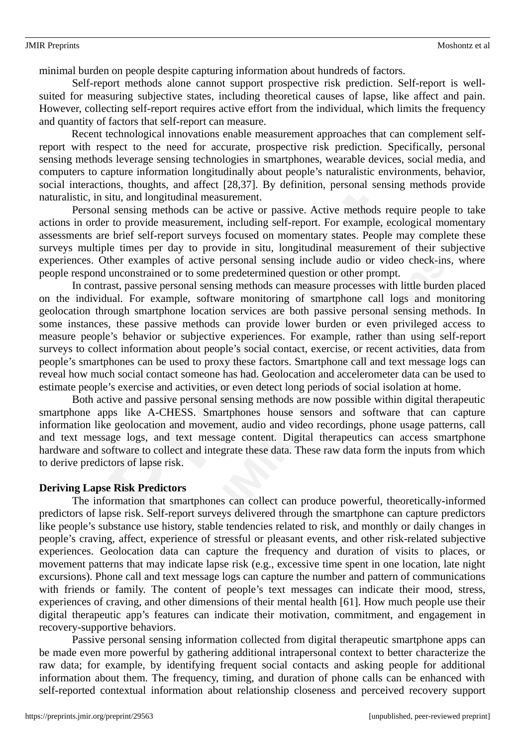minimal burden on people despite capturing information about hundreds of factors.

Self-report methods alone cannot support prospective risk prediction. Self-report is well-suited for measuring subjective states, including theoretical causes of lapse, like affect and pain. However, collecting self-report requires active effort from the individual, which limits the frequency and quantity of factors that self-report can measure.

Recent technological innovations enable measurement approaches that can complement self-report with respect to the need for accurate, prospective risk prediction. Specifically, personal sensing methods leverage sensing technologies in smartphones, wearable devices, social media, and computers to capture information longitudinally about people's naturalistic environments, behavior, social interactions, thoughts, and affect [28,37]. By definition, personal sensing methods provide naturalistic, in situ, and longitudinal measurement.

Personal sensing methods can be active or passive. Active methods require people to take actions in order to provide measurement, including self-report. For example, ecological momentary assessments are brief self-report surveys focused on momentary states. People may complete these surveys multiple times per day to provide in situ, longitudinal measurement of their subjective experiences. Other examples of active personal sensing include audio or video check-ins, where people respond unconstrained or to some predetermined question or other prompt.

In contrast, passive personal sensing methods can measure processes with little burden placed on the individual. For example, software monitoring of smartphone call logs and monitoring geolocation through smartphone location services are both passive personal sensing methods. In some instances, these passive methods can provide lower burden or even privileged access to measure people's behavior or subjective experiences. For example, rather than using self-report surveys to collect information about people's social contact, exercise, or recent activities, data from people's smartphones can be used to proxy these factors. Smartphone call and text message logs can reveal how much social contact someone has had. Geolocation and accelerometer data can be used to estimate people's exercise and activities, or even detect long periods of social isolation at home.

Both active and passive personal sensing methods are now possible within digital therapeutic smartphone apps like A-CHESS. Smartphones house sensors and software that can capture information like geolocation and movement, audio and video recordings, phone usage patterns, call and text message logs, and text message content. Digital therapeutics can access smartphone hardware and software to collect and integrate these data. These raw data form the inputs from which to derive predictors of lapse risk.

**Deriving Lapse Risk Predictors**

The information that smartphones can collect can produce powerful, theoretically-informed predictors of lapse risk. Self-report surveys delivered through the smartphone can capture predictors like people's substance use history, stable tendencies related to risk, and monthly or daily changes in people's craving, affect, experience of stressful or pleasant events, and other risk-related subjective experiences. Geolocation data can capture the frequency and duration of visits to places, or movement patterns that may indicate lapse risk (e.g., excessive time spent in one location, late night excursions). Phone call and text message logs can capture the number and pattern of communications with friends or family. The content of people's text messages can indicate their mood, stress, experiences of craving, and other dimensions of their mental health [61]. How much people use their digital therapeutic app's features can indicate their motivation, commitment, and engagement in recovery-supportive behaviors.

Passive personal sensing information collected from digital therapeutic smartphone apps can be made even more powerful by gathering additional intrapersonal context to better characterize the raw data; for example, by identifying frequent social contacts and asking people for additional information about them. The frequency, timing, and duration of phone calls can be enhanced with self-reported contextual information about relationship closeness and perceived recovery support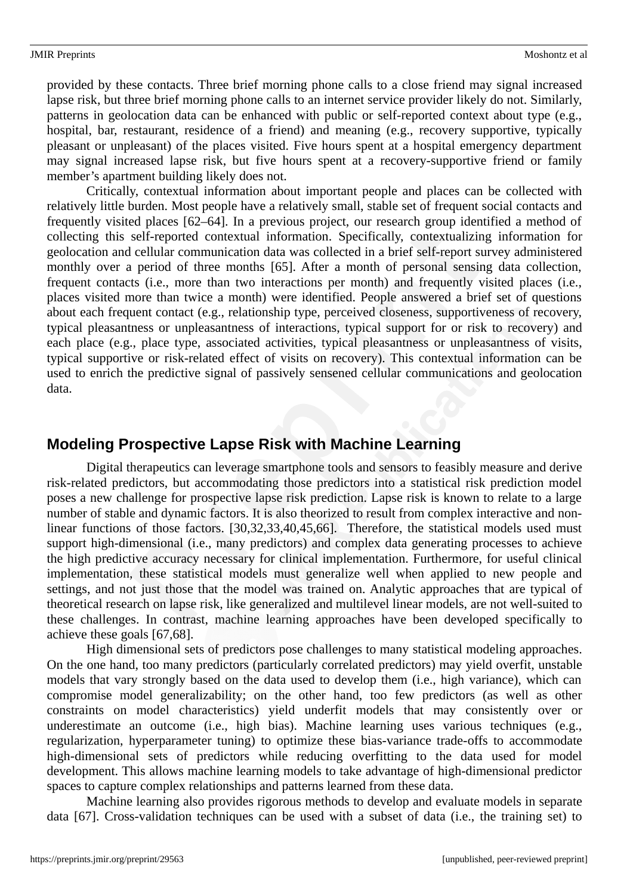provided by these contacts. Three brief morning phone calls to a close friend may signal increased lapse risk, but three brief morning phone calls to an internet service provider likely do not. Similarly, patterns in geolocation data can be enhanced with public or self-reported context about type (e.g., hospital, bar, restaurant, residence of a friend) and meaning (e.g., recovery supportive, typically pleasant or unpleasant) of the places visited. Five hours spent at a hospital emergency department may signal increased lapse risk, but five hours spent at a recovery-supportive friend or family member's apartment building likely does not.

Critically, contextual information about important people and places can be collected with relatively little burden. Most people have a relatively small, stable set of frequent social contacts and frequently visited places [62–64]. In a previous project, our research group identified a method of collecting this self-reported contextual information. Specifically, contextualizing information for geolocation and cellular communication data was collected in a brief self-report survey administered monthly over a period of three months [65]. After a month of personal sensing data collection, frequent contacts (i.e., more than two interactions per month) and frequently visited places (i.e., places visited more than twice a month) were identified. People answered a brief set of questions about each frequent contact (e.g., relationship type, perceived closeness, supportiveness of recovery, typical pleasantness or unpleasantness of interactions, typical support for or risk to recovery) and each place (e.g., place type, associated activities, typical pleasantness or unpleasantness of visits, typical supportive or risk-related effect of visits on recovery). This contextual information can be used to enrich the predictive signal of passively sensened cellular communications and geolocation data.

## Modeling Prospective Lapse Risk with Machine Learning

Digital therapeutics can leverage smartphone tools and sensors to feasibly measure and derive risk-related predictors, but accommodating those predictors into a statistical risk prediction model poses a new challenge for prospective lapse risk prediction. Lapse risk is known to relate to a large number of stable and dynamic factors. It is also theorized to result from complex interactive and non-linear functions of those factors. [30,32,33,40,45,66]. Therefore, the statistical models used must support high-dimensional (i.e., many predictors) and complex data generating processes to achieve the high predictive accuracy necessary for clinical implementation. Furthermore, for useful clinical implementation, these statistical models must generalize well when applied to new people and settings, and not just those that the model was trained on. Analytic approaches that are typical of theoretical research on lapse risk, like generalized and multilevel linear models, are not well-suited to these challenges. In contrast, machine learning approaches have been developed specifically to achieve these goals [67,68].

High dimensional sets of predictors pose challenges to many statistical modeling approaches. On the one hand, too many predictors (particularly correlated predictors) may yield overfit, unstable models that vary strongly based on the data used to develop them (i.e., high variance), which can compromise model generalizability; on the other hand, too few predictors (as well as other constraints on model characteristics) yield underfit models that may consistently over or underestimate an outcome (i.e., high bias). Machine learning uses various techniques (e.g., regularization, hyperparameter tuning) to optimize these bias-variance trade-offs to accommodate high-dimensional sets of predictors while reducing overfitting to the data used for model development. This allows machine learning models to take advantage of high-dimensional predictor spaces to capture complex relationships and patterns learned from these data.

Machine learning also provides rigorous methods to develop and evaluate models in separate data [67]. Cross-validation techniques can be used with a subset of data (i.e., the training set) to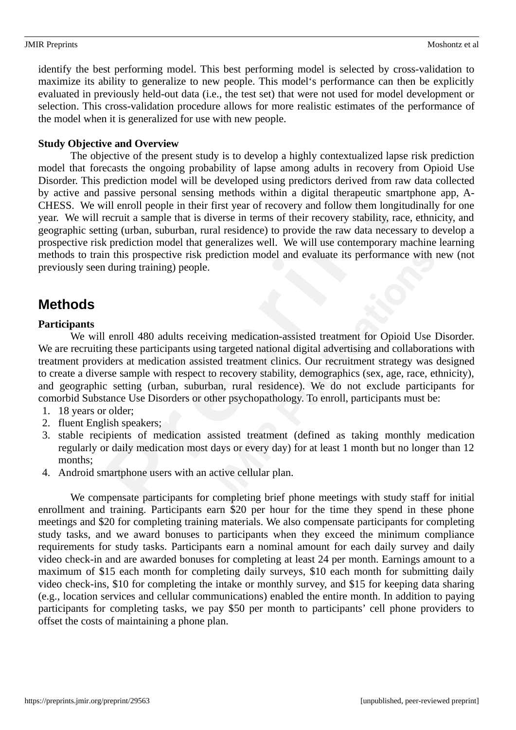identify the best performing model. This best performing model is selected by cross-validation to maximize its ability to generalize to new people. This model's performance can then be explicitly evaluated in previously held-out data (i.e., the test set) that were not used for model development or selection. This cross-validation procedure allows for more realistic estimates of the performance of the model when it is generalized for use with new people.

**Study Objective and Overview**

The objective of the present study is to develop a highly contextualized lapse risk prediction model that forecasts the ongoing probability of lapse among adults in recovery from Opioid Use Disorder. This prediction model will be developed using predictors derived from raw data collected by active and passive personal sensing methods within a digital therapeutic smartphone app, A-CHESS. We will enroll people in their first year of recovery and follow them longitudinally for one year. We will recruit a sample that is diverse in terms of their recovery stability, race, ethnicity, and geographic setting (urban, suburban, rural residence) to provide the raw data necessary to develop a prospective risk prediction model that generalizes well. We will use contemporary machine learning methods to train this prospective risk prediction model and evaluate its performance with new (not previously seen during training) people.

## Methods

**Participants**

We will enroll 480 adults receiving medication-assisted treatment for Opioid Use Disorder. We are recruiting these participants using targeted national digital advertising and collaborations with treatment providers at medication assisted treatment clinics. Our recruitment strategy was designed to create a diverse sample with respect to recovery stability, demographics (sex, age, race, ethnicity), and geographic setting (urban, suburban, rural residence). We do not exclude participants for comorbid Substance Use Disorders or other psychopathology. To enroll, participants must be:

1. 18 years or older;
2. fluent English speakers;
3. stable recipients of medication assisted treatment (defined as taking monthly medication regularly or daily medication most days or every day) for at least 1 month but no longer than 12 months;
4. Android smartphone users with an active cellular plan.

We compensate participants for completing brief phone meetings with study staff for initial enrollment and training. Participants earn $20 per hour for the time they spend in these phone meetings and $20 for completing training materials. We also compensate participants for completing study tasks, and we award bonuses to participants when they exceed the minimum compliance requirements for study tasks. Participants earn a nominal amount for each daily survey and daily video check-in and are awarded bonuses for completing at least 24 per month. Earnings amount to a maximum of $15 each month for completing daily surveys, $10 each month for submitting daily video check-ins, $10 for completing the intake or monthly survey, and $15 for keeping data sharing (e.g., location services and cellular communications) enabled the entire month. In addition to paying participants for completing tasks, we pay $50 per month to participants' cell phone providers to offset the costs of maintaining a phone plan.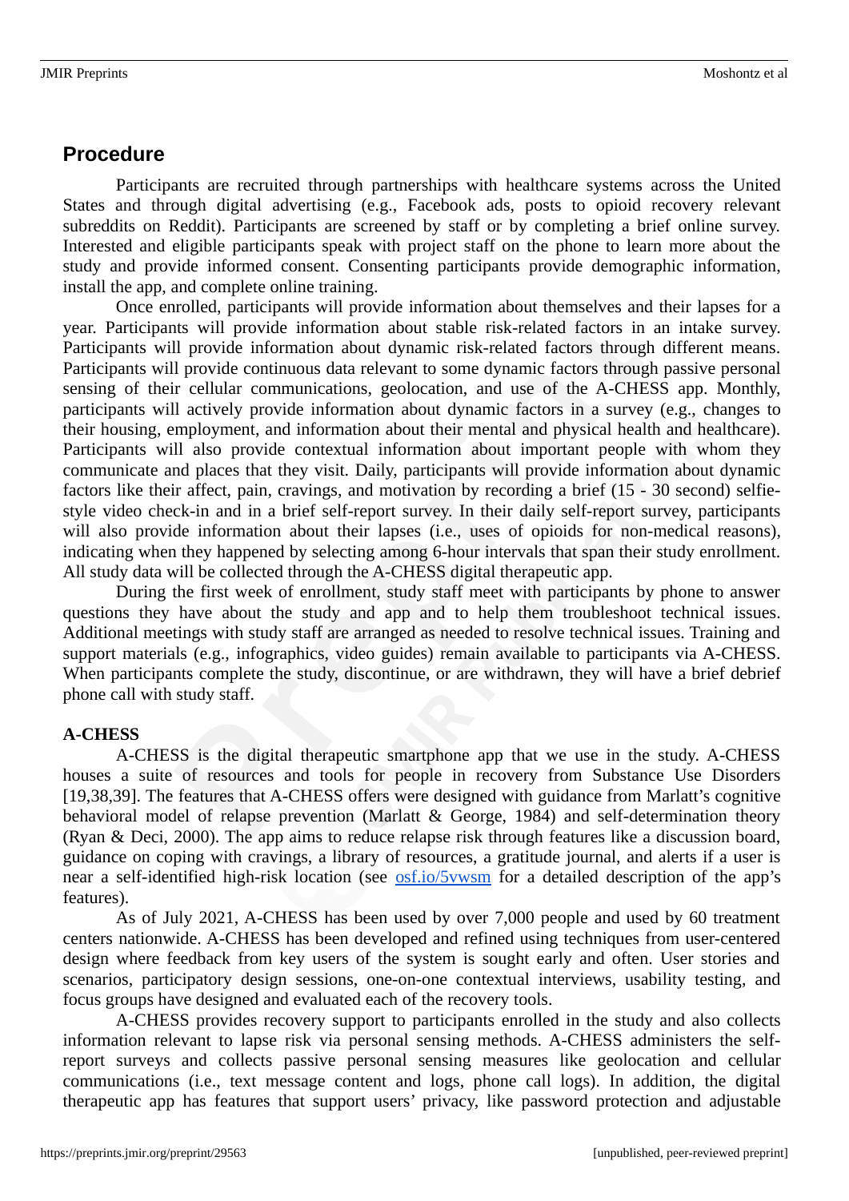## Procedure

Participants are recruited through partnerships with healthcare systems across the United States and through digital advertising (e.g., Facebook ads, posts to opioid recovery relevant subreddits on Reddit). Participants are screened by staff or by completing a brief online survey. Interested and eligible participants speak with project staff on the phone to learn more about the study and provide informed consent. Consenting participants provide demographic information, install the app, and complete online training.

Once enrolled, participants will provide information about themselves and their lapses for a year. Participants will provide information about stable risk-related factors in an intake survey. Participants will provide information about dynamic risk-related factors through different means. Participants will provide continuous data relevant to some dynamic factors through passive personal sensing of their cellular communications, geolocation, and use of the A-CHESS app. Monthly, participants will actively provide information about dynamic factors in a survey (e.g., changes to their housing, employment, and information about their mental and physical health and healthcare). Participants will also provide contextual information about important people with whom they communicate and places that they visit. Daily, participants will provide information about dynamic factors like their affect, pain, cravings, and motivation by recording a brief (15 - 30 second) selfie-style video check-in and in a brief self-report survey. In their daily self-report survey, participants will also provide information about their lapses (i.e., uses of opioids for non-medical reasons), indicating when they happened by selecting among 6-hour intervals that span their study enrollment. All study data will be collected through the A-CHESS digital therapeutic app.

During the first week of enrollment, study staff meet with participants by phone to answer questions they have about the study and app and to help them troubleshoot technical issues. Additional meetings with study staff are arranged as needed to resolve technical issues. Training and support materials (e.g., infographics, video guides) remain available to participants via A-CHESS. When participants complete the study, discontinue, or are withdrawn, they will have a brief debrief phone call with study staff.

**A-CHESS**

A-CHESS is the digital therapeutic smartphone app that we use in the study. A-CHESS houses a suite of resources and tools for people in recovery from Substance Use Disorders [19,38,39]. The features that A-CHESS offers were designed with guidance from Marlatt's cognitive behavioral model of relapse prevention (Marlatt & George, 1984) and self-determination theory (Ryan & Deci, 2000). The app aims to reduce relapse risk through features like a discussion board, guidance on coping with cravings, a library of resources, a gratitude journal, and alerts if a user is near a self-identified high-risk location (see osf.io/5vwsm for a detailed description of the app's features).

As of July 2021, A-CHESS has been used by over 7,000 people and used by 60 treatment centers nationwide. A-CHESS has been developed and refined using techniques from user-centered design where feedback from key users of the system is sought early and often. User stories and scenarios, participatory design sessions, one-on-one contextual interviews, usability testing, and focus groups have designed and evaluated each of the recovery tools.

A-CHESS provides recovery support to participants enrolled in the study and also collects information relevant to lapse risk via personal sensing methods. A-CHESS administers the self-report surveys and collects passive personal sensing measures like geolocation and cellular communications (i.e., text message content and logs, phone call logs). In addition, the digital therapeutic app has features that support users' privacy, like password protection and adjustable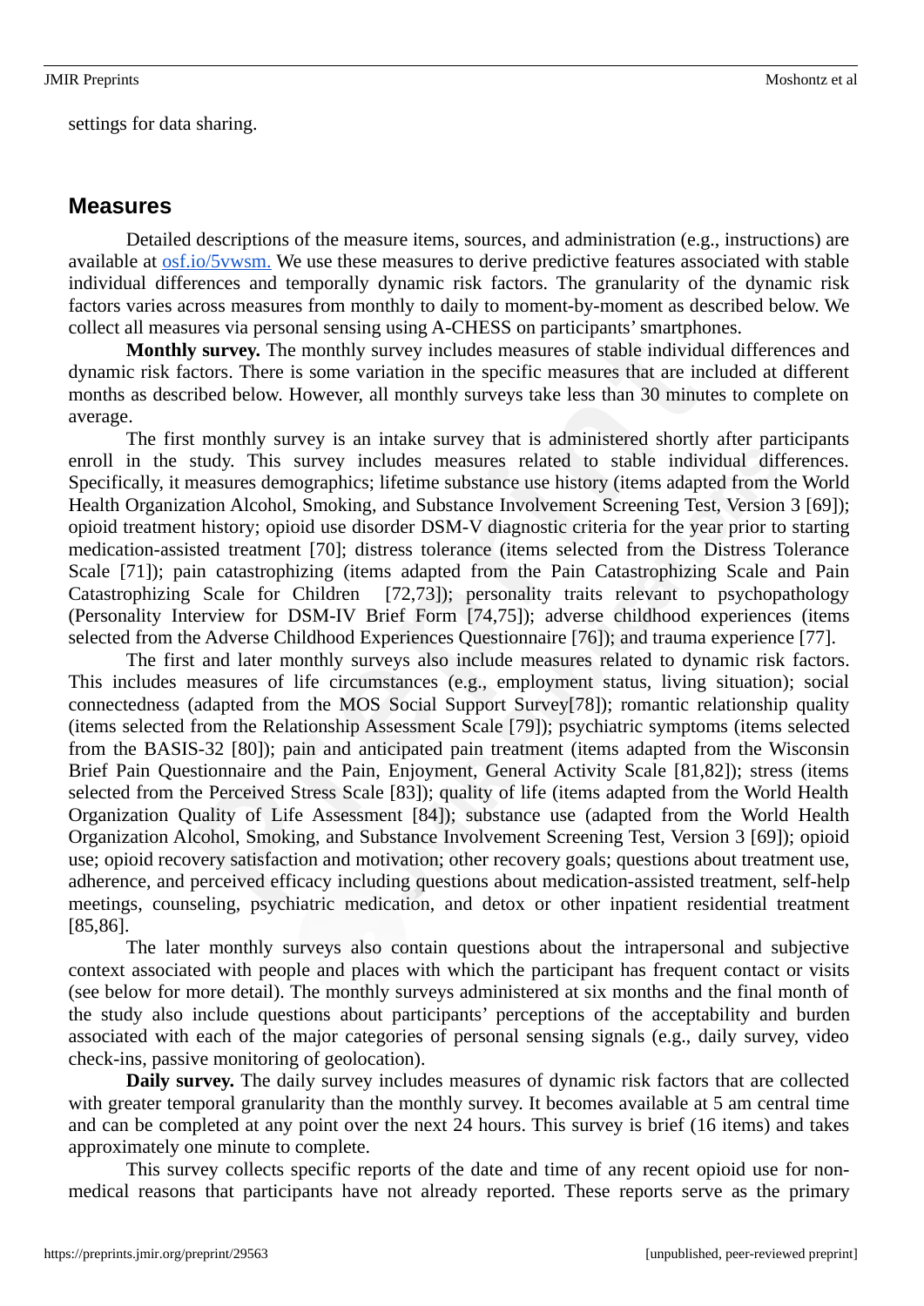settings for data sharing.

## Measures

Detailed descriptions of the measure items, sources, and administration (e.g., instructions) are available at [osf.io/5vwsm.](https://osf.io/5vwsm) We use these measures to derive predictive features associated with stable individual differences and temporally dynamic risk factors. The granularity of the dynamic risk factors varies across measures from monthly to daily to moment-by-moment as described below. We collect all measures via personal sensing using A-CHESS on participants' smartphones.

**Monthly survey.** The monthly survey includes measures of stable individual differences and dynamic risk factors. There is some variation in the specific measures that are included at different months as described below. However, all monthly surveys take less than 30 minutes to complete on average.

The first monthly survey is an intake survey that is administered shortly after participants enroll in the study. This survey includes measures related to stable individual differences. Specifically, it measures demographics; lifetime substance use history (items adapted from the World Health Organization Alcohol, Smoking, and Substance Involvement Screening Test, Version 3 [69]); opioid treatment history; opioid use disorder DSM-V diagnostic criteria for the year prior to starting medication-assisted treatment [70]; distress tolerance (items selected from the Distress Tolerance Scale [71]); pain catastrophizing (items adapted from the Pain Catastrophizing Scale and Pain Catastrophizing Scale for Children [72,73]); personality traits relevant to psychopathology (Personality Interview for DSM-IV Brief Form [74,75]); adverse childhood experiences (items selected from the Adverse Childhood Experiences Questionnaire [76]); and trauma experience [77].

The first and later monthly surveys also include measures related to dynamic risk factors. This includes measures of life circumstances (e.g., employment status, living situation); social connectedness (adapted from the MOS Social Support Survey[78]); romantic relationship quality (items selected from the Relationship Assessment Scale [79]); psychiatric symptoms (items selected from the BASIS-32 [80]); pain and anticipated pain treatment (items adapted from the Wisconsin Brief Pain Questionnaire and the Pain, Enjoyment, General Activity Scale [81,82]); stress (items selected from the Perceived Stress Scale [83]); quality of life (items adapted from the World Health Organization Quality of Life Assessment [84]); substance use (adapted from the World Health Organization Alcohol, Smoking, and Substance Involvement Screening Test, Version 3 [69]); opioid use; opioid recovery satisfaction and motivation; other recovery goals; questions about treatment use, adherence, and perceived efficacy including questions about medication-assisted treatment, self-help meetings, counseling, psychiatric medication, and detox or other inpatient residential treatment [85,86].

The later monthly surveys also contain questions about the intrapersonal and subjective context associated with people and places with which the participant has frequent contact or visits (see below for more detail). The monthly surveys administered at six months and the final month of the study also include questions about participants' perceptions of the acceptability and burden associated with each of the major categories of personal sensing signals (e.g., daily survey, video check-ins, passive monitoring of geolocation).

**Daily survey.** The daily survey includes measures of dynamic risk factors that are collected with greater temporal granularity than the monthly survey. It becomes available at 5 am central time and can be completed at any point over the next 24 hours. This survey is brief (16 items) and takes approximately one minute to complete.

This survey collects specific reports of the date and time of any recent opioid use for non-medical reasons that participants have not already reported. These reports serve as the primary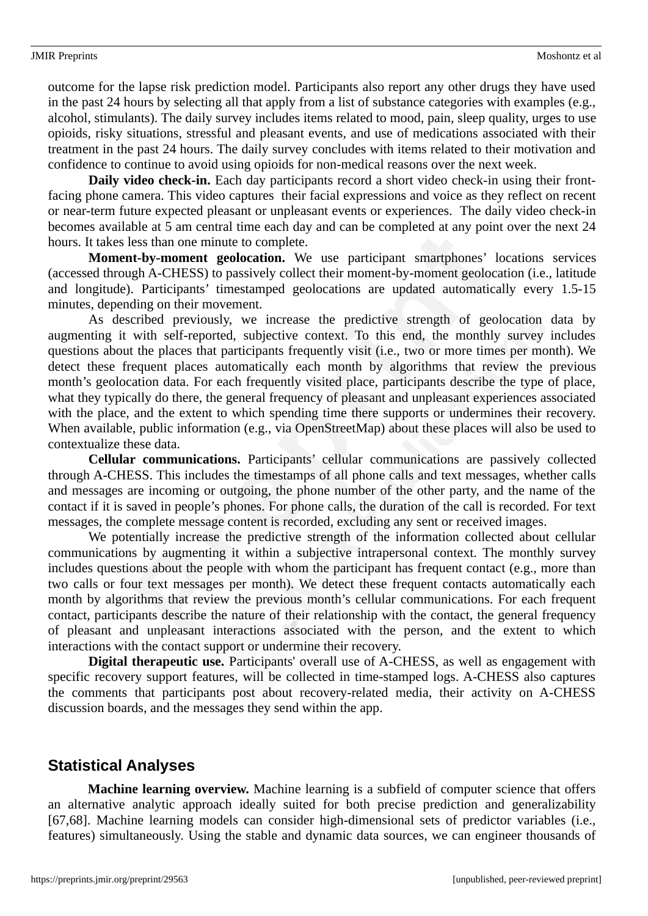outcome for the lapse risk prediction model. Participants also report any other drugs they have used in the past 24 hours by selecting all that apply from a list of substance categories with examples (e.g., alcohol, stimulants). The daily survey includes items related to mood, pain, sleep quality, urges to use opioids, risky situations, stressful and pleasant events, and use of medications associated with their treatment in the past 24 hours. The daily survey concludes with items related to their motivation and confidence to continue to avoid using opioids for non-medical reasons over the next week.

**Daily video check-in.** Each day participants record a short video check-in using their front-facing phone camera. This video captures their facial expressions and voice as they reflect on recent or near-term future expected pleasant or unpleasant events or experiences. The daily video check-in becomes available at 5 am central time each day and can be completed at any point over the next 24 hours. It takes less than one minute to complete.

**Moment-by-moment geolocation.** We use participant smartphones' locations services (accessed through A-CHESS) to passively collect their moment-by-moment geolocation (i.e., latitude and longitude). Participants' timestamped geolocations are updated automatically every 1.5-15 minutes, depending on their movement.

As described previously, we increase the predictive strength of geolocation data by augmenting it with self-reported, subjective context. To this end, the monthly survey includes questions about the places that participants frequently visit (i.e., two or more times per month). We detect these frequent places automatically each month by algorithms that review the previous month's geolocation data. For each frequently visited place, participants describe the type of place, what they typically do there, the general frequency of pleasant and unpleasant experiences associated with the place, and the extent to which spending time there supports or undermines their recovery. When available, public information (e.g., via OpenStreetMap) about these places will also be used to contextualize these data.

**Cellular communications.** Participants' cellular communications are passively collected through A-CHESS. This includes the timestamps of all phone calls and text messages, whether calls and messages are incoming or outgoing, the phone number of the other party, and the name of the contact if it is saved in people's phones. For phone calls, the duration of the call is recorded. For text messages, the complete message content is recorded, excluding any sent or received images.

We potentially increase the predictive strength of the information collected about cellular communications by augmenting it within a subjective intrapersonal context. The monthly survey includes questions about the people with whom the participant has frequent contact (e.g., more than two calls or four text messages per month). We detect these frequent contacts automatically each month by algorithms that review the previous month's cellular communications. For each frequent contact, participants describe the nature of their relationship with the contact, the general frequency of pleasant and unpleasant interactions associated with the person, and the extent to which interactions with the contact support or undermine their recovery.

**Digital therapeutic use.** Participants' overall use of A-CHESS, as well as engagement with specific recovery support features, will be collected in time-stamped logs. A-CHESS also captures the comments that participants post about recovery-related media, their activity on A-CHESS discussion boards, and the messages they send within the app.

## Statistical Analyses

**Machine learning overview.** Machine learning is a subfield of computer science that offers an alternative analytic approach ideally suited for both precise prediction and generalizability [67,68]. Machine learning models can consider high-dimensional sets of predictor variables (i.e., features) simultaneously. Using the stable and dynamic data sources, we can engineer thousands of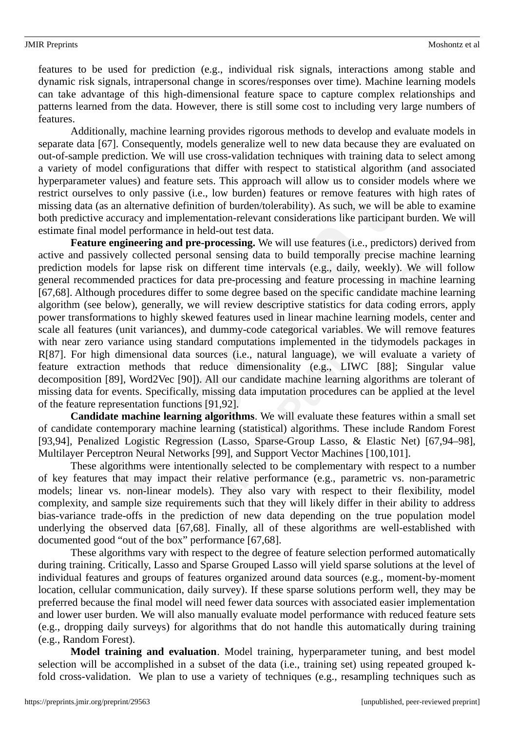features to be used for prediction (e.g., individual risk signals, interactions among stable and dynamic risk signals, intrapersonal change in scores/responses over time). Machine learning models can take advantage of this high-dimensional feature space to capture complex relationships and patterns learned from the data. However, there is still some cost to including very large numbers of features.

Additionally, machine learning provides rigorous methods to develop and evaluate models in separate data [67]. Consequently, models generalize well to new data because they are evaluated on out-of-sample prediction. We will use cross-validation techniques with training data to select among a variety of model configurations that differ with respect to statistical algorithm (and associated hyperparameter values) and feature sets. This approach will allow us to consider models where we restrict ourselves to only passive (i.e., low burden) features or remove features with high rates of missing data (as an alternative definition of burden/tolerability). As such, we will be able to examine both predictive accuracy and implementation-relevant considerations like participant burden. We will estimate final model performance in held-out test data.

**Feature engineering and pre-processing.** We will use features (i.e., predictors) derived from active and passively collected personal sensing data to build temporally precise machine learning prediction models for lapse risk on different time intervals (e.g., daily, weekly). We will follow general recommended practices for data pre-processing and feature processing in machine learning [67,68]. Although procedures differ to some degree based on the specific candidate machine learning algorithm (see below), generally, we will review descriptive statistics for data coding errors, apply power transformations to highly skewed features used in linear machine learning models, center and scale all features (unit variances), and dummy-code categorical variables. We will remove features with near zero variance using standard computations implemented in the tidymodels packages in R[87]. For high dimensional data sources (i.e., natural language), we will evaluate a variety of feature extraction methods that reduce dimensionality (e.g., LIWC [88]; Singular value decomposition [89], Word2Vec [90]). All our candidate machine learning algorithms are tolerant of missing data for events. Specifically, missing data imputation procedures can be applied at the level of the feature representation functions [91,92].

**Candidate machine learning algorithms**. We will evaluate these features within a small set of candidate contemporary machine learning (statistical) algorithms. These include Random Forest [93,94], Penalized Logistic Regression (Lasso, Sparse-Group Lasso, & Elastic Net) [67,94–98], Multilayer Perceptron Neural Networks [99], and Support Vector Machines [100,101].

These algorithms were intentionally selected to be complementary with respect to a number of key features that may impact their relative performance (e.g., parametric vs. non-parametric models; linear vs. non-linear models). They also vary with respect to their flexibility, model complexity, and sample size requirements such that they will likely differ in their ability to address bias-variance trade-offs in the prediction of new data depending on the true population model underlying the observed data [67,68]. Finally, all of these algorithms are well-established with documented good "out of the box" performance [67,68].

These algorithms vary with respect to the degree of feature selection performed automatically during training. Critically, Lasso and Sparse Grouped Lasso will yield sparse solutions at the level of individual features and groups of features organized around data sources (e.g., moment-by-moment location, cellular communication, daily survey). If these sparse solutions perform well, they may be preferred because the final model will need fewer data sources with associated easier implementation and lower user burden. We will also manually evaluate model performance with reduced feature sets (e.g., dropping daily surveys) for algorithms that do not handle this automatically during training (e.g., Random Forest).

**Model training and evaluation**. Model training, hyperparameter tuning, and best model selection will be accomplished in a subset of the data (i.e., training set) using repeated grouped k-fold cross-validation. We plan to use a variety of techniques (e.g., resampling techniques such as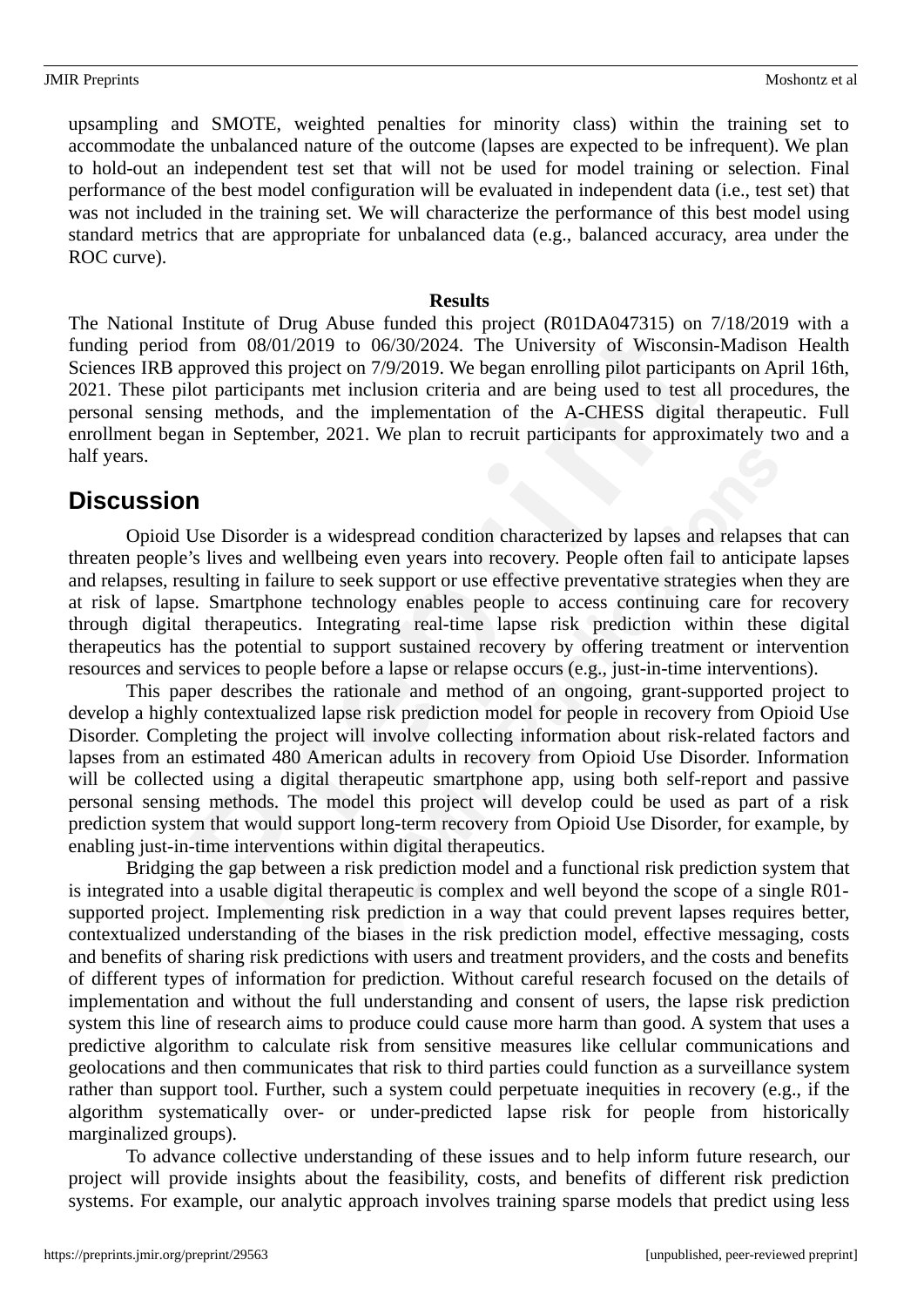upsampling and SMOTE, weighted penalties for minority class) within the training set to accommodate the unbalanced nature of the outcome (lapses are expected to be infrequent). We plan to hold-out an independent test set that will not be used for model training or selection. Final performance of the best model configuration will be evaluated in independent data (i.e., test set) that was not included in the training set. We will characterize the performance of this best model using standard metrics that are appropriate for unbalanced data (e.g., balanced accuracy, area under the ROC curve).

**Results**

The National Institute of Drug Abuse funded this project (R01DA047315) on 7/18/2019 with a funding period from 08/01/2019 to 06/30/2024. The University of Wisconsin-Madison Health Sciences IRB approved this project on 7/9/2019. We began enrolling pilot participants on April 16th, 2021. These pilot participants met inclusion criteria and are being used to test all procedures, the personal sensing methods, and the implementation of the A-CHESS digital therapeutic. Full enrollment began in September, 2021. We plan to recruit participants for approximately two and a half years.

## Discussion

Opioid Use Disorder is a widespread condition characterized by lapses and relapses that can threaten people's lives and wellbeing even years into recovery. People often fail to anticipate lapses and relapses, resulting in failure to seek support or use effective preventative strategies when they are at risk of lapse. Smartphone technology enables people to access continuing care for recovery through digital therapeutics. Integrating real-time lapse risk prediction within these digital therapeutics has the potential to support sustained recovery by offering treatment or intervention resources and services to people before a lapse or relapse occurs (e.g., just-in-time interventions).

This paper describes the rationale and method of an ongoing, grant-supported project to develop a highly contextualized lapse risk prediction model for people in recovery from Opioid Use Disorder. Completing the project will involve collecting information about risk-related factors and lapses from an estimated 480 American adults in recovery from Opioid Use Disorder. Information will be collected using a digital therapeutic smartphone app, using both self-report and passive personal sensing methods. The model this project will develop could be used as part of a risk prediction system that would support long-term recovery from Opioid Use Disorder, for example, by enabling just-in-time interventions within digital therapeutics.

Bridging the gap between a risk prediction model and a functional risk prediction system that is integrated into a usable digital therapeutic is complex and well beyond the scope of a single R01-supported project. Implementing risk prediction in a way that could prevent lapses requires better, contextualized understanding of the biases in the risk prediction model, effective messaging, costs and benefits of sharing risk predictions with users and treatment providers, and the costs and benefits of different types of information for prediction. Without careful research focused on the details of implementation and without the full understanding and consent of users, the lapse risk prediction system this line of research aims to produce could cause more harm than good. A system that uses a predictive algorithm to calculate risk from sensitive measures like cellular communications and geolocations and then communicates that risk to third parties could function as a surveillance system rather than support tool. Further, such a system could perpetuate inequities in recovery (e.g., if the algorithm systematically over- or under-predicted lapse risk for people from historically marginalized groups).

To advance collective understanding of these issues and to help inform future research, our project will provide insights about the feasibility, costs, and benefits of different risk prediction systems. For example, our analytic approach involves training sparse models that predict using less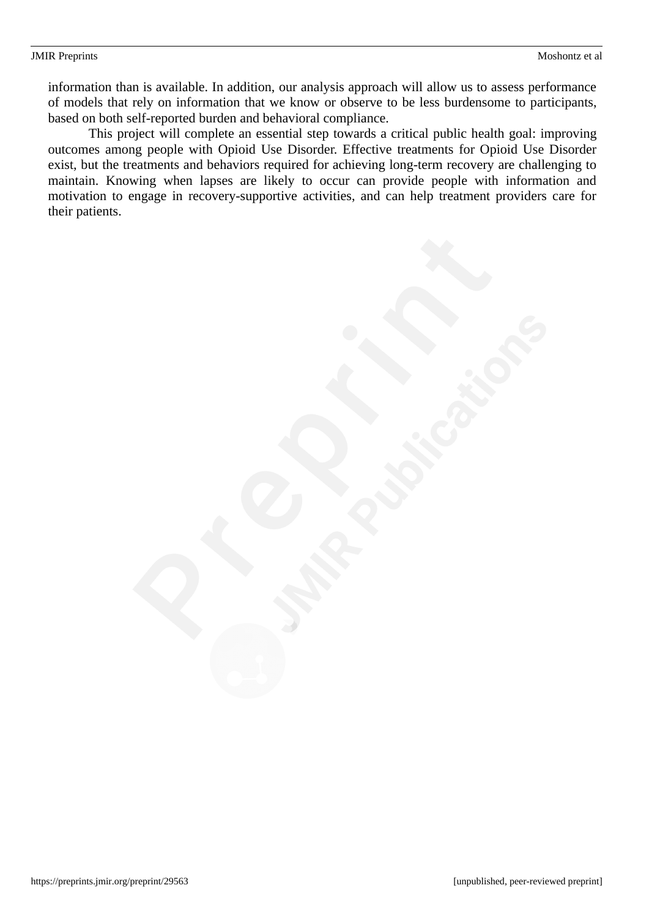information than is available. In addition, our analysis approach will allow us to assess performance of models that rely on information that we know or observe to be less burdensome to participants, based on both self-reported burden and behavioral compliance.

This project will complete an essential step towards a critical public health goal: improving outcomes among people with Opioid Use Disorder. Effective treatments for Opioid Use Disorder exist, but the treatments and behaviors required for achieving long-term recovery are challenging to maintain. Knowing when lapses are likely to occur can provide people with information and motivation to engage in recovery-supportive activities, and can help treatment providers care for their patients.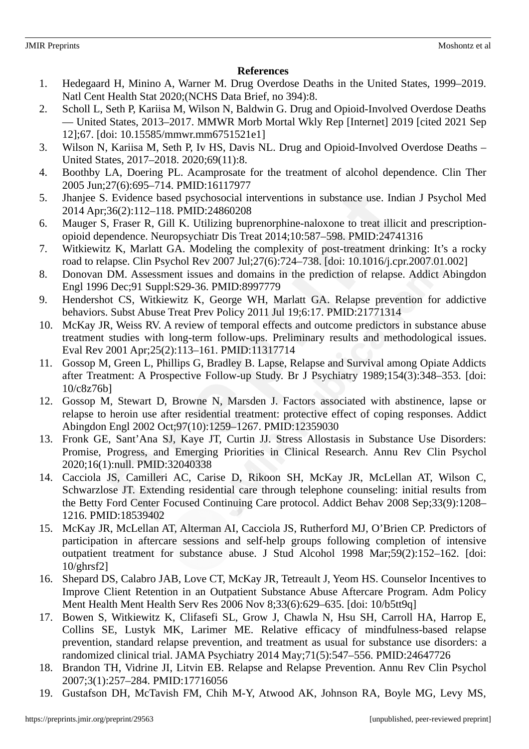**References**

1. Hedegaard H, Minino A, Warner M. Drug Overdose Deaths in the United States, 1999–2019. Natl Cent Health Stat 2020;(NCHS Data Brief, no 394):8.
2. Scholl L, Seth P, Kariisa M, Wilson N, Baldwin G. Drug and Opioid-Involved Overdose Deaths — United States, 2013–2017. MMWR Morb Mortal Wkly Rep [Internet] 2019 [cited 2021 Sep 12];67. [doi: 10.15585/mmwr.mm6751521e1]
3. Wilson N, Kariisa M, Seth P, Iv HS, Davis NL. Drug and Opioid-Involved Overdose Deaths – United States, 2017–2018. 2020;69(11):8.
4. Boothby LA, Doering PL. Acamprosate for the treatment of alcohol dependence. Clin Ther 2005 Jun;27(6):695–714. PMID:16117977
5. Jhanjee S. Evidence based psychosocial interventions in substance use. Indian J Psychol Med 2014 Apr;36(2):112–118. PMID:24860208
6. Mauger S, Fraser R, Gill K. Utilizing buprenorphine-naloxone to treat illicit and prescription-opioid dependence. Neuropsychiatr Dis Treat 2014;10:587–598. PMID:24741316
7. Witkiewitz K, Marlatt GA. Modeling the complexity of post-treatment drinking: It's a rocky road to relapse. Clin Psychol Rev 2007 Jul;27(6):724–738. [doi: 10.1016/j.cpr.2007.01.002]
8. Donovan DM. Assessment issues and domains in the prediction of relapse. Addict Abingdon Engl 1996 Dec;91 Suppl:S29-36. PMID:8997779
9. Hendershot CS, Witkiewitz K, George WH, Marlatt GA. Relapse prevention for addictive behaviors. Subst Abuse Treat Prev Policy 2011 Jul 19;6:17. PMID:21771314
10. McKay JR, Weiss RV. A review of temporal effects and outcome predictors in substance abuse treatment studies with long-term follow-ups. Preliminary results and methodological issues. Eval Rev 2001 Apr;25(2):113–161. PMID:11317714
11. Gossop M, Green L, Phillips G, Bradley B. Lapse, Relapse and Survival among Opiate Addicts after Treatment: A Prospective Follow-up Study. Br J Psychiatry 1989;154(3):348–353. [doi: 10/c8z76b]
12. Gossop M, Stewart D, Browne N, Marsden J. Factors associated with abstinence, lapse or relapse to heroin use after residential treatment: protective effect of coping responses. Addict Abingdon Engl 2002 Oct;97(10):1259–1267. PMID:12359030
13. Fronk GE, Sant'Ana SJ, Kaye JT, Curtin JJ. Stress Allostasis in Substance Use Disorders: Promise, Progress, and Emerging Priorities in Clinical Research. Annu Rev Clin Psychol 2020;16(1):null. PMID:32040338
14. Cacciola JS, Camilleri AC, Carise D, Rikoon SH, McKay JR, McLellan AT, Wilson C, Schwarzlose JT. Extending residential care through telephone counseling: initial results from the Betty Ford Center Focused Continuing Care protocol. Addict Behav 2008 Sep;33(9):1208–1216. PMID:18539402
15. McKay JR, McLellan AT, Alterman AI, Cacciola JS, Rutherford MJ, O'Brien CP. Predictors of participation in aftercare sessions and self-help groups following completion of intensive outpatient treatment for substance abuse. J Stud Alcohol 1998 Mar;59(2):152–162. [doi: 10/ghrsf2]
16. Shepard DS, Calabro JAB, Love CT, McKay JR, Tetreault J, Yeom HS. Counselor Incentives to Improve Client Retention in an Outpatient Substance Abuse Aftercare Program. Adm Policy Ment Health Ment Health Serv Res 2006 Nov 8;33(6):629–635. [doi: 10/b5tt9q]
17. Bowen S, Witkiewitz K, Clifasefi SL, Grow J, Chawla N, Hsu SH, Carroll HA, Harrop E, Collins SE, Lustyk MK, Larimer ME. Relative efficacy of mindfulness-based relapse prevention, standard relapse prevention, and treatment as usual for substance use disorders: a randomized clinical trial. JAMA Psychiatry 2014 May;71(5):547–556. PMID:24647726
18. Brandon TH, Vidrine JI, Litvin EB. Relapse and Relapse Prevention. Annu Rev Clin Psychol 2007;3(1):257–284. PMID:17716056
19. Gustafson DH, McTavish FM, Chih M-Y, Atwood AK, Johnson RA, Boyle MG, Levy MS,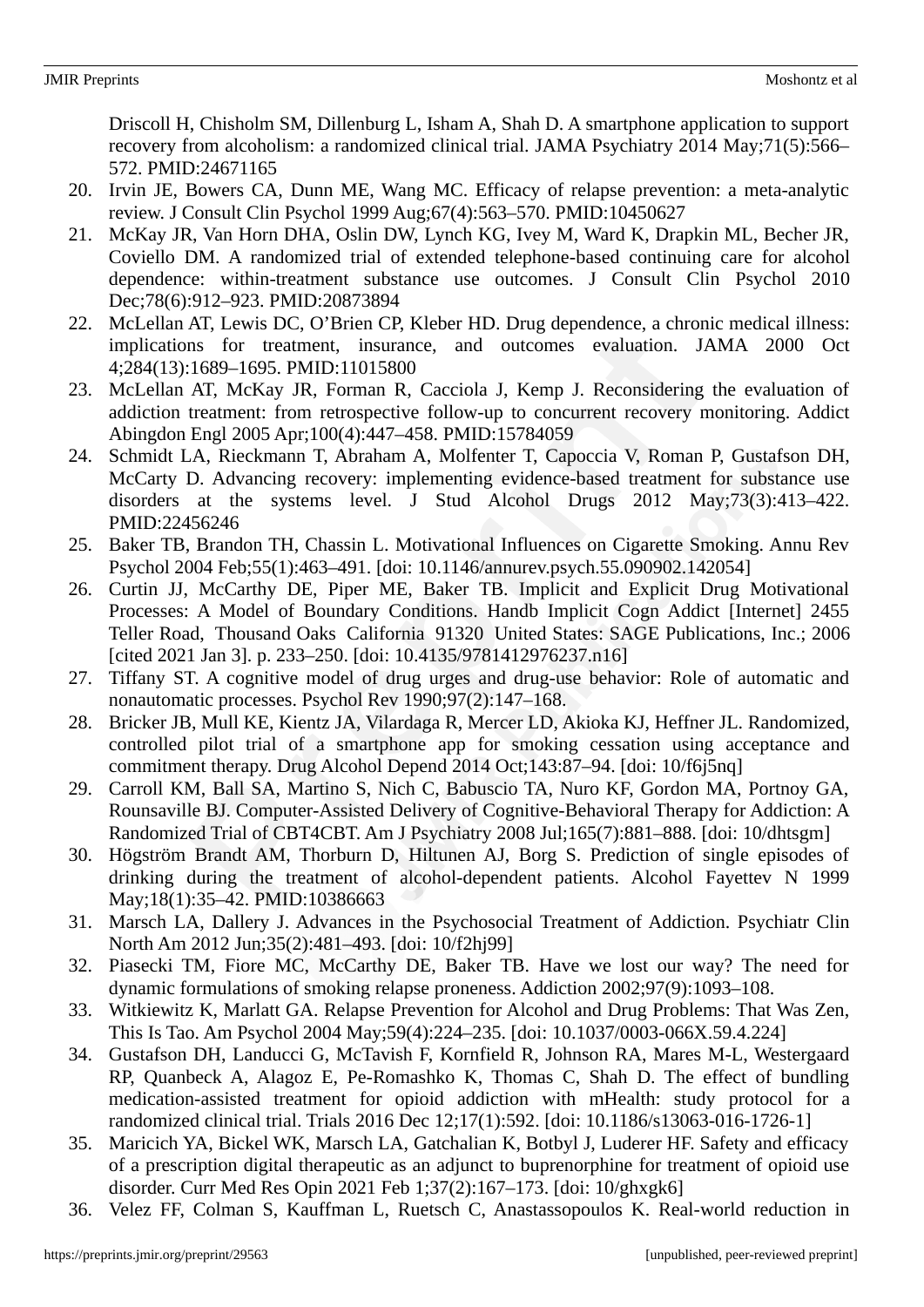Driscoll H, Chisholm SM, Dillenburg L, Isham A, Shah D. A smartphone application to support recovery from alcoholism: a randomized clinical trial. JAMA Psychiatry 2014 May;71(5):566–572. PMID:24671165

20. Irvin JE, Bowers CA, Dunn ME, Wang MC. Efficacy of relapse prevention: a meta-analytic review. J Consult Clin Psychol 1999 Aug;67(4):563–570. PMID:10450627
21. McKay JR, Van Horn DHA, Oslin DW, Lynch KG, Ivey M, Ward K, Drapkin ML, Becher JR, Coviello DM. A randomized trial of extended telephone-based continuing care for alcohol dependence: within-treatment substance use outcomes. J Consult Clin Psychol 2010 Dec;78(6):912–923. PMID:20873894
22. McLellan AT, Lewis DC, O'Brien CP, Kleber HD. Drug dependence, a chronic medical illness: implications for treatment, insurance, and outcomes evaluation. JAMA 2000 Oct 4;284(13):1689–1695. PMID:11015800
23. McLellan AT, McKay JR, Forman R, Cacciola J, Kemp J. Reconsidering the evaluation of addiction treatment: from retrospective follow-up to concurrent recovery monitoring. Addict Abingdon Engl 2005 Apr;100(4):447–458. PMID:15784059
24. Schmidt LA, Rieckmann T, Abraham A, Molfenter T, Capoccia V, Roman P, Gustafson DH, McCarty D. Advancing recovery: implementing evidence-based treatment for substance use disorders at the systems level. J Stud Alcohol Drugs 2012 May;73(3):413–422. PMID:22456246
25. Baker TB, Brandon TH, Chassin L. Motivational Influences on Cigarette Smoking. Annu Rev Psychol 2004 Feb;55(1):463–491. [doi: 10.1146/annurev.psych.55.090902.142054]
26. Curtin JJ, McCarthy DE, Piper ME, Baker TB. Implicit and Explicit Drug Motivational Processes: A Model of Boundary Conditions. Handb Implicit Cogn Addict [Internet] 2455 Teller Road, Thousand Oaks California 91320 United States: SAGE Publications, Inc.; 2006 [cited 2021 Jan 3]. p. 233–250. [doi: 10.4135/9781412976237.n16]
27. Tiffany ST. A cognitive model of drug urges and drug-use behavior: Role of automatic and nonautomatic processes. Psychol Rev 1990;97(2):147–168.
28. Bricker JB, Mull KE, Kientz JA, Vilardaga R, Mercer LD, Akioka KJ, Heffner JL. Randomized, controlled pilot trial of a smartphone app for smoking cessation using acceptance and commitment therapy. Drug Alcohol Depend 2014 Oct;143:87–94. [doi: 10/f6j5nq]
29. Carroll KM, Ball SA, Martino S, Nich C, Babuscio TA, Nuro KF, Gordon MA, Portnoy GA, Rounsaville BJ. Computer-Assisted Delivery of Cognitive-Behavioral Therapy for Addiction: A Randomized Trial of CBT4CBT. Am J Psychiatry 2008 Jul;165(7):881–888. [doi: 10/dhtsgm]
30. Högström Brandt AM, Thorburn D, Hiltunen AJ, Borg S. Prediction of single episodes of drinking during the treatment of alcohol-dependent patients. Alcohol Fayettev N 1999 May;18(1):35–42. PMID:10386663
31. Marsch LA, Dallery J. Advances in the Psychosocial Treatment of Addiction. Psychiatr Clin North Am 2012 Jun;35(2):481–493. [doi: 10/f2hj99]
32. Piasecki TM, Fiore MC, McCarthy DE, Baker TB. Have we lost our way? The need for dynamic formulations of smoking relapse proneness. Addiction 2002;97(9):1093–108.
33. Witkiewitz K, Marlatt GA. Relapse Prevention for Alcohol and Drug Problems: That Was Zen, This Is Tao. Am Psychol 2004 May;59(4):224–235. [doi: 10.1037/0003-066X.59.4.224]
34. Gustafson DH, Landucci G, McTavish F, Kornfield R, Johnson RA, Mares M-L, Westergaard RP, Quanbeck A, Alagoz E, Pe-Romashko K, Thomas C, Shah D. The effect of bundling medication-assisted treatment for opioid addiction with mHealth: study protocol for a randomized clinical trial. Trials 2016 Dec 12;17(1):592. [doi: 10.1186/s13063-016-1726-1]
35. Maricich YA, Bickel WK, Marsch LA, Gatchalian K, Botbyl J, Luderer HF. Safety and efficacy of a prescription digital therapeutic as an adjunct to buprenorphine for treatment of opioid use disorder. Curr Med Res Opin 2021 Feb 1;37(2):167–173. [doi: 10/ghxgk6]
36. Velez FF, Colman S, Kauffman L, Ruetsch C, Anastassopoulos K. Real-world reduction in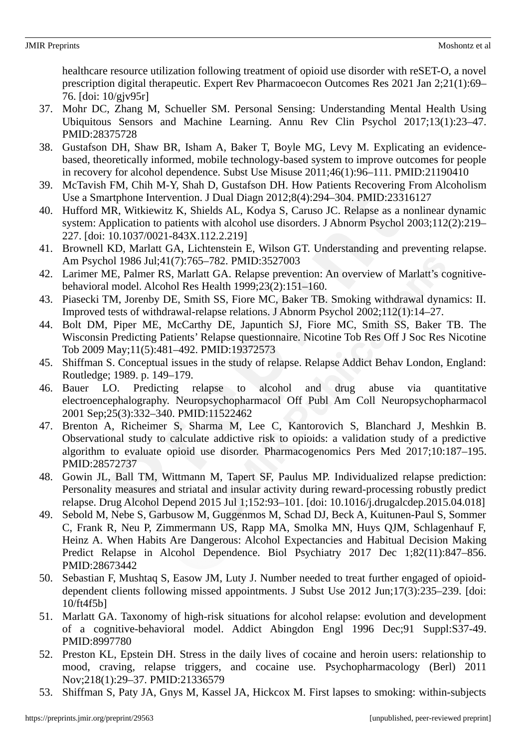healthcare resource utilization following treatment of opioid use disorder with reSET-O, a novel prescription digital therapeutic. Expert Rev Pharmacoecon Outcomes Res 2021 Jan 2;21(1):69–76. [doi: 10/gjv95r]

37. Mohr DC, Zhang M, Schueller SM. Personal Sensing: Understanding Mental Health Using Ubiquitous Sensors and Machine Learning. Annu Rev Clin Psychol 2017;13(1):23–47. PMID:28375728
38. Gustafson DH, Shaw BR, Isham A, Baker T, Boyle MG, Levy M. Explicating an evidence-based, theoretically informed, mobile technology-based system to improve outcomes for people in recovery for alcohol dependence. Subst Use Misuse 2011;46(1):96–111. PMID:21190410
39. McTavish FM, Chih M-Y, Shah D, Gustafson DH. How Patients Recovering From Alcoholism Use a Smartphone Intervention. J Dual Diagn 2012;8(4):294–304. PMID:23316127
40. Hufford MR, Witkiewitz K, Shields AL, Kodya S, Caruso JC. Relapse as a nonlinear dynamic system: Application to patients with alcohol use disorders. J Abnorm Psychol 2003;112(2):219–227. [doi: 10.1037/0021-843X.112.2.219]
41. Brownell KD, Marlatt GA, Lichtenstein E, Wilson GT. Understanding and preventing relapse. Am Psychol 1986 Jul;41(7):765–782. PMID:3527003
42. Larimer ME, Palmer RS, Marlatt GA. Relapse prevention: An overview of Marlatt's cognitive-behavioral model. Alcohol Res Health 1999;23(2):151–160.
43. Piasecki TM, Jorenby DE, Smith SS, Fiore MC, Baker TB. Smoking withdrawal dynamics: II. Improved tests of withdrawal-relapse relations. J Abnorm Psychol 2002;112(1):14–27.
44. Bolt DM, Piper ME, McCarthy DE, Japuntich SJ, Fiore MC, Smith SS, Baker TB. The Wisconsin Predicting Patients' Relapse questionnaire. Nicotine Tob Res Off J Soc Res Nicotine Tob 2009 May;11(5):481–492. PMID:19372573
45. Shiffman S. Conceptual issues in the study of relapse. Relapse Addict Behav London, England: Routledge; 1989. p. 149–179.
46. Bauer LO. Predicting relapse to alcohol and drug abuse via quantitative electroencephalography. Neuropsychopharmacol Off Publ Am Coll Neuropsychopharmacol 2001 Sep;25(3):332–340. PMID:11522462
47. Brenton A, Richeimer S, Sharma M, Lee C, Kantorovich S, Blanchard J, Meshkin B. Observational study to calculate addictive risk to opioids: a validation study of a predictive algorithm to evaluate opioid use disorder. Pharmacogenomics Pers Med 2017;10:187–195. PMID:28572737
48. Gowin JL, Ball TM, Wittmann M, Tapert SF, Paulus MP. Individualized relapse prediction: Personality measures and striatal and insular activity during reward-processing robustly predict relapse. Drug Alcohol Depend 2015 Jul 1;152:93–101. [doi: 10.1016/j.drugalcdep.2015.04.018]
49. Sebold M, Nebe S, Garbusow M, Guggenmos M, Schad DJ, Beck A, Kuitunen-Paul S, Sommer C, Frank R, Neu P, Zimmermann US, Rapp MA, Smolka MN, Huys QJM, Schlagenhauf F, Heinz A. When Habits Are Dangerous: Alcohol Expectancies and Habitual Decision Making Predict Relapse in Alcohol Dependence. Biol Psychiatry 2017 Dec 1;82(11):847–856. PMID:28673442
50. Sebastian F, Mushtaq S, Easow JM, Luty J. Number needed to treat further engaged of opioid-dependent clients following missed appointments. J Subst Use 2012 Jun;17(3):235–239. [doi: 10/ft4f5b]
51. Marlatt GA. Taxonomy of high-risk situations for alcohol relapse: evolution and development of a cognitive-behavioral model. Addict Abingdon Engl 1996 Dec;91 Suppl:S37-49. PMID:8997780
52. Preston KL, Epstein DH. Stress in the daily lives of cocaine and heroin users: relationship to mood, craving, relapse triggers, and cocaine use. Psychopharmacology (Berl) 2011 Nov;218(1):29–37. PMID:21336579
53. Shiffman S, Paty JA, Gnys M, Kassel JA, Hickcox M. First lapses to smoking: within-subjects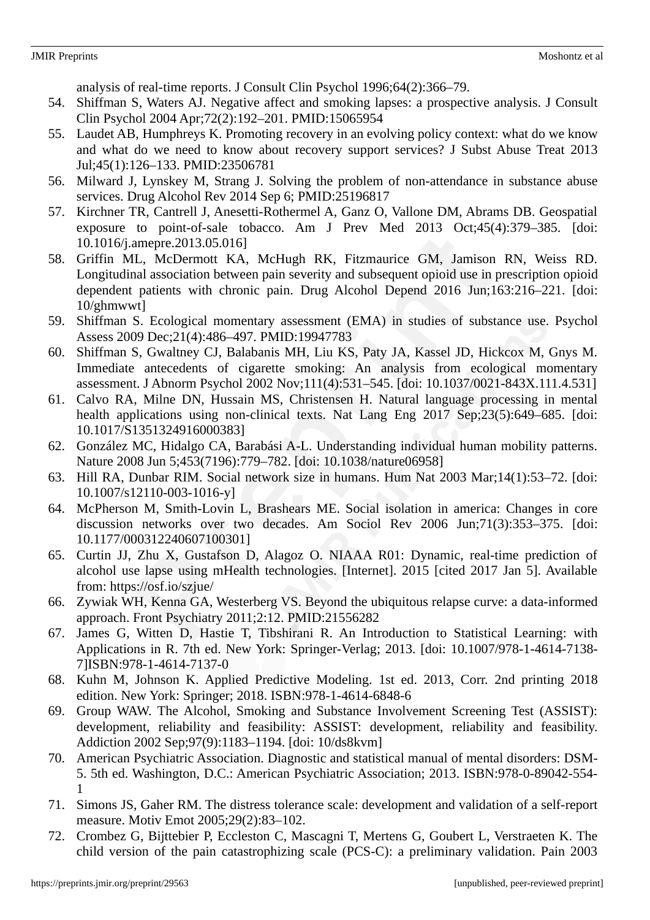analysis of real-time reports. J Consult Clin Psychol 1996;64(2):366–79.

54. Shiffman S, Waters AJ. Negative affect and smoking lapses: a prospective analysis. J Consult Clin Psychol 2004 Apr;72(2):192–201. PMID:15065954
55. Laudet AB, Humphreys K. Promoting recovery in an evolving policy context: what do we know and what do we need to know about recovery support services? J Subst Abuse Treat 2013 Jul;45(1):126–133. PMID:23506781
56. Milward J, Lynskey M, Strang J. Solving the problem of non-attendance in substance abuse services. Drug Alcohol Rev 2014 Sep 6; PMID:25196817
57. Kirchner TR, Cantrell J, Anesetti-Rothermel A, Ganz O, Vallone DM, Abrams DB. Geospatial exposure to point-of-sale tobacco. Am J Prev Med 2013 Oct;45(4):379–385. [doi: 10.1016/j.amepre.2013.05.016]
58. Griffin ML, McDermott KA, McHugh RK, Fitzmaurice GM, Jamison RN, Weiss RD. Longitudinal association between pain severity and subsequent opioid use in prescription opioid dependent patients with chronic pain. Drug Alcohol Depend 2016 Jun;163:216–221. [doi: 10/ghmwwt]
59. Shiffman S. Ecological momentary assessment (EMA) in studies of substance use. Psychol Assess 2009 Dec;21(4):486–497. PMID:19947783
60. Shiffman S, Gwaltney CJ, Balabanis MH, Liu KS, Paty JA, Kassel JD, Hickcox M, Gnys M. Immediate antecedents of cigarette smoking: An analysis from ecological momentary assessment. J Abnorm Psychol 2002 Nov;111(4):531–545. [doi: 10.1037/0021-843X.111.4.531]
61. Calvo RA, Milne DN, Hussain MS, Christensen H. Natural language processing in mental health applications using non-clinical texts. Nat Lang Eng 2017 Sep;23(5):649–685. [doi: 10.1017/S1351324916000383]
62. González MC, Hidalgo CA, Barabási A-L. Understanding individual human mobility patterns. Nature 2008 Jun 5;453(7196):779–782. [doi: 10.1038/nature06958]
63. Hill RA, Dunbar RIM. Social network size in humans. Hum Nat 2003 Mar;14(1):53–72. [doi: 10.1007/s12110-003-1016-y]
64. McPherson M, Smith-Lovin L, Brashears ME. Social isolation in america: Changes in core discussion networks over two decades. Am Sociol Rev 2006 Jun;71(3):353–375. [doi: 10.1177/000312240607100301]
65. Curtin JJ, Zhu X, Gustafson D, Alagoz O. NIAAA R01: Dynamic, real-time prediction of alcohol use lapse using mHealth technologies. [Internet]. 2015 [cited 2017 Jan 5]. Available from: https://osf.io/szjue/
66. Zywiak WH, Kenna GA, Westerberg VS. Beyond the ubiquitous relapse curve: a data-informed approach. Front Psychiatry 2011;2:12. PMID:21556282
67. James G, Witten D, Hastie T, Tibshirani R. An Introduction to Statistical Learning: with Applications in R. 7th ed. New York: Springer-Verlag; 2013. [doi: 10.1007/978-1-4614-7138-7]ISBN:978-1-4614-7137-0
68. Kuhn M, Johnson K. Applied Predictive Modeling. 1st ed. 2013, Corr. 2nd printing 2018 edition. New York: Springer; 2018. ISBN:978-1-4614-6848-6
69. Group WAW. The Alcohol, Smoking and Substance Involvement Screening Test (ASSIST): development, reliability and feasibility: ASSIST: development, reliability and feasibility. Addiction 2002 Sep;97(9):1183–1194. [doi: 10/ds8kvm]
70. American Psychiatric Association. Diagnostic and statistical manual of mental disorders: DSM-5. 5th ed. Washington, D.C.: American Psychiatric Association; 2013. ISBN:978-0-89042-554-1
71. Simons JS, Gaher RM. The distress tolerance scale: development and validation of a self-report measure. Motiv Emot 2005;29(2):83–102.
72. Crombez G, Bijttebier P, Eccleston C, Mascagni T, Mertens G, Goubert L, Verstraeten K. The child version of the pain catastrophizing scale (PCS-C): a preliminary validation. Pain 2003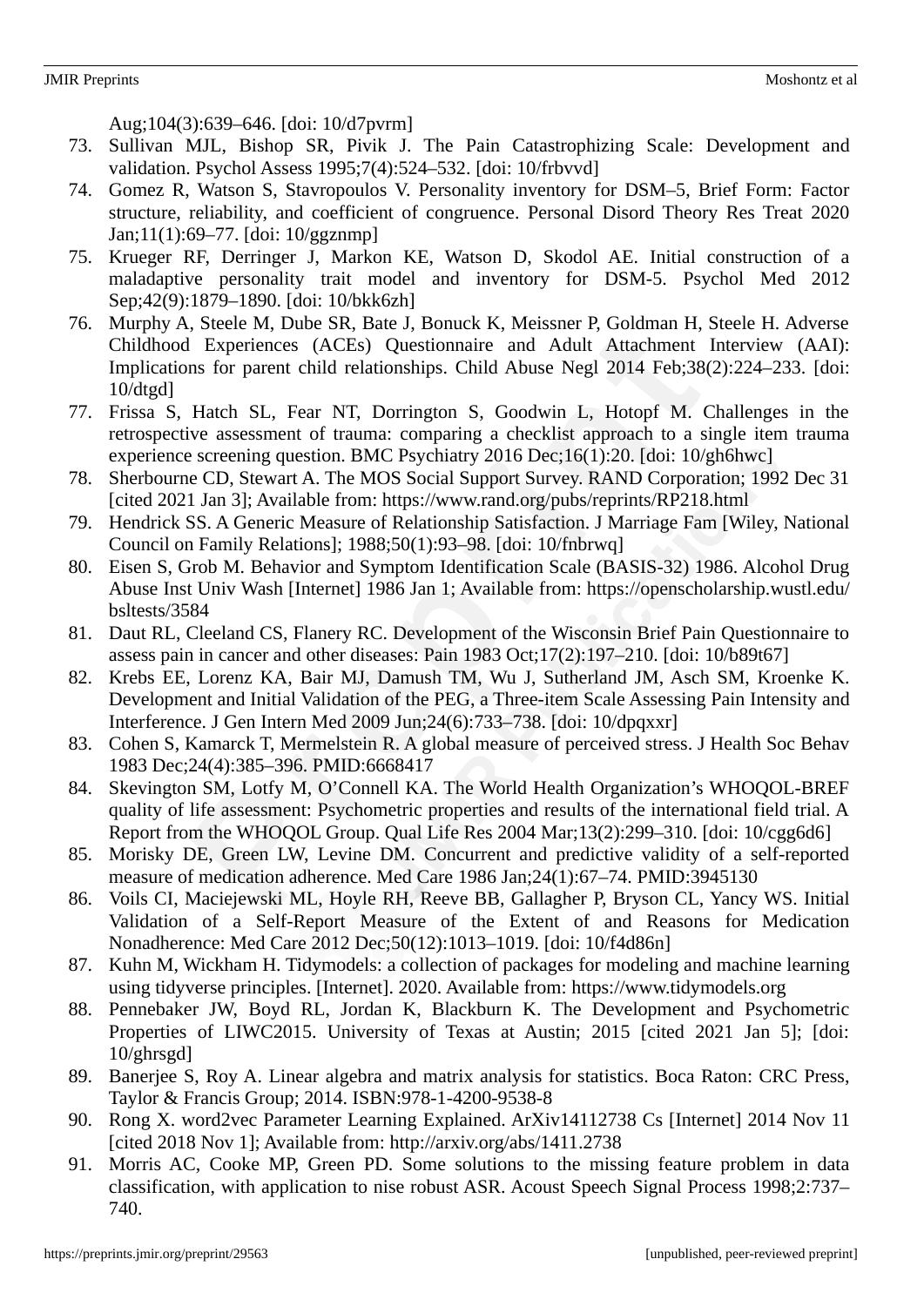Aug;104(3):639–646. [doi: 10/d7pvrm]

73. Sullivan MJL, Bishop SR, Pivik J. The Pain Catastrophizing Scale: Development and validation. Psychol Assess 1995;7(4):524–532. [doi: 10/frbvvd]
74. Gomez R, Watson S, Stavropoulos V. Personality inventory for DSM–5, Brief Form: Factor structure, reliability, and coefficient of congruence. Personal Disord Theory Res Treat 2020 Jan;11(1):69–77. [doi: 10/ggznmp]
75. Krueger RF, Derringer J, Markon KE, Watson D, Skodol AE. Initial construction of a maladaptive personality trait model and inventory for DSM-5. Psychol Med 2012 Sep;42(9):1879–1890. [doi: 10/bkk6zh]
76. Murphy A, Steele M, Dube SR, Bate J, Bonuck K, Meissner P, Goldman H, Steele H. Adverse Childhood Experiences (ACEs) Questionnaire and Adult Attachment Interview (AAI): Implications for parent child relationships. Child Abuse Negl 2014 Feb;38(2):224–233. [doi: 10/dtgd]
77. Frissa S, Hatch SL, Fear NT, Dorrington S, Goodwin L, Hotopf M. Challenges in the retrospective assessment of trauma: comparing a checklist approach to a single item trauma experience screening question. BMC Psychiatry 2016 Dec;16(1):20. [doi: 10/gh6hwc]
78. Sherbourne CD, Stewart A. The MOS Social Support Survey. RAND Corporation; 1992 Dec 31 [cited 2021 Jan 3]; Available from: https://www.rand.org/pubs/reprints/RP218.html
79. Hendrick SS. A Generic Measure of Relationship Satisfaction. J Marriage Fam [Wiley, National Council on Family Relations]; 1988;50(1):93–98. [doi: 10/fnbrwq]
80. Eisen S, Grob M. Behavior and Symptom Identification Scale (BASIS-32) 1986. Alcohol Drug Abuse Inst Univ Wash [Internet] 1986 Jan 1; Available from: https://openscholarship.wustl.edu/bsltests/3584
81. Daut RL, Cleeland CS, Flanery RC. Development of the Wisconsin Brief Pain Questionnaire to assess pain in cancer and other diseases: Pain 1983 Oct;17(2):197–210. [doi: 10/b89t67]
82. Krebs EE, Lorenz KA, Bair MJ, Damush TM, Wu J, Sutherland JM, Asch SM, Kroenke K. Development and Initial Validation of the PEG, a Three-item Scale Assessing Pain Intensity and Interference. J Gen Intern Med 2009 Jun;24(6):733–738. [doi: 10/dpqxxr]
83. Cohen S, Kamarck T, Mermelstein R. A global measure of perceived stress. J Health Soc Behav 1983 Dec;24(4):385–396. PMID:6668417
84. Skevington SM, Lotfy M, O'Connell KA. The World Health Organization's WHOQOL-BREF quality of life assessment: Psychometric properties and results of the international field trial. A Report from the WHOQOL Group. Qual Life Res 2004 Mar;13(2):299–310. [doi: 10/cgg6d6]
85. Morisky DE, Green LW, Levine DM. Concurrent and predictive validity of a self-reported measure of medication adherence. Med Care 1986 Jan;24(1):67–74. PMID:3945130
86. Voils CI, Maciejewski ML, Hoyle RH, Reeve BB, Gallagher P, Bryson CL, Yancy WS. Initial Validation of a Self-Report Measure of the Extent of and Reasons for Medication Nonadherence: Med Care 2012 Dec;50(12):1013–1019. [doi: 10/f4d86n]
87. Kuhn M, Wickham H. Tidymodels: a collection of packages for modeling and machine learning using tidyverse principles. [Internet]. 2020. Available from: https://www.tidymodels.org
88. Pennebaker JW, Boyd RL, Jordan K, Blackburn K. The Development and Psychometric Properties of LIWC2015. University of Texas at Austin; 2015 [cited 2021 Jan 5]; [doi: 10/ghrsgd]
89. Banerjee S, Roy A. Linear algebra and matrix analysis for statistics. Boca Raton: CRC Press, Taylor & Francis Group; 2014. ISBN:978-1-4200-9538-8
90. Rong X. word2vec Parameter Learning Explained. ArXiv14112738 Cs [Internet] 2014 Nov 11 [cited 2018 Nov 1]; Available from: http://arxiv.org/abs/1411.2738
91. Morris AC, Cooke MP, Green PD. Some solutions to the missing feature problem in data classification, with application to nise robust ASR. Acoust Speech Signal Process 1998;2:737–740.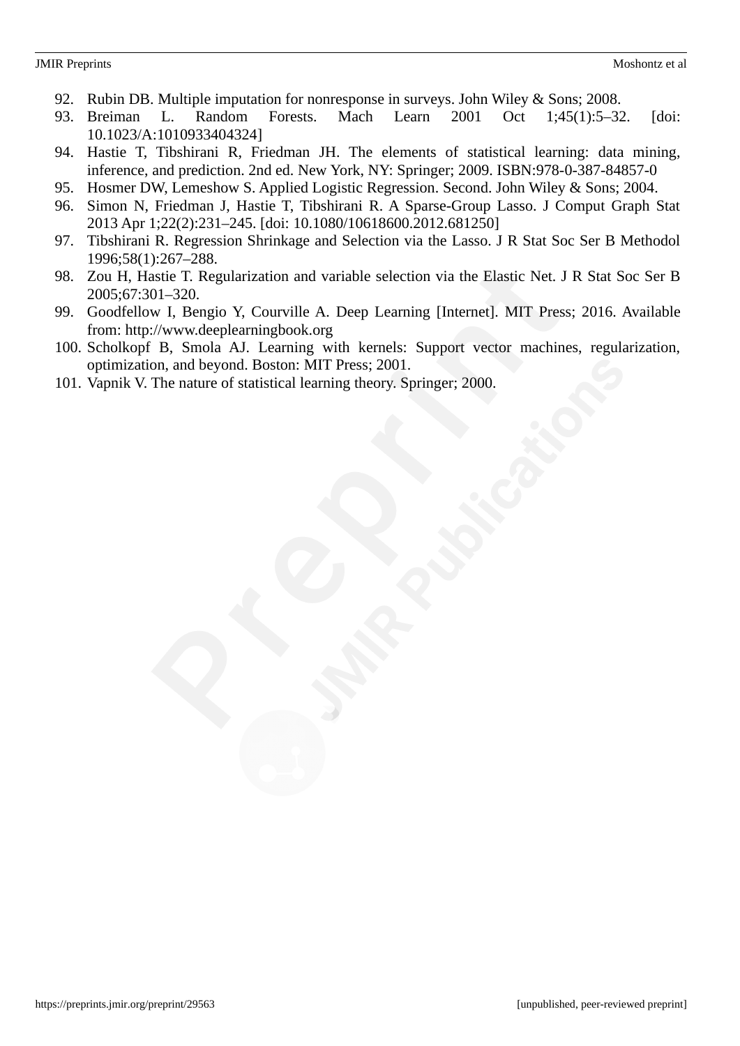92. Rubin DB. Multiple imputation for nonresponse in surveys. John Wiley & Sons; 2008.
93. Breiman L. Random Forests. Mach Learn 2001 Oct 1;45(1):5–32. [doi: 10.1023/A:1010933404324]
94. Hastie T, Tibshirani R, Friedman JH. The elements of statistical learning: data mining, inference, and prediction. 2nd ed. New York, NY: Springer; 2009. ISBN:978-0-387-84857-0
95. Hosmer DW, Lemeshow S. Applied Logistic Regression. Second. John Wiley & Sons; 2004.
96. Simon N, Friedman J, Hastie T, Tibshirani R. A Sparse-Group Lasso. J Comput Graph Stat 2013 Apr 1;22(2):231–245. [doi: 10.1080/10618600.2012.681250]
97. Tibshirani R. Regression Shrinkage and Selection via the Lasso. J R Stat Soc Ser B Methodol 1996;58(1):267–288.
98. Zou H, Hastie T. Regularization and variable selection via the Elastic Net. J R Stat Soc Ser B 2005;67:301–320.
99. Goodfellow I, Bengio Y, Courville A. Deep Learning [Internet]. MIT Press; 2016. Available from: http://www.deeplearningbook.org
100. Scholkopf B, Smola AJ. Learning with kernels: Support vector machines, regularization, optimization, and beyond. Boston: MIT Press; 2001.
101. Vapnik V. The nature of statistical learning theory. Springer; 2000.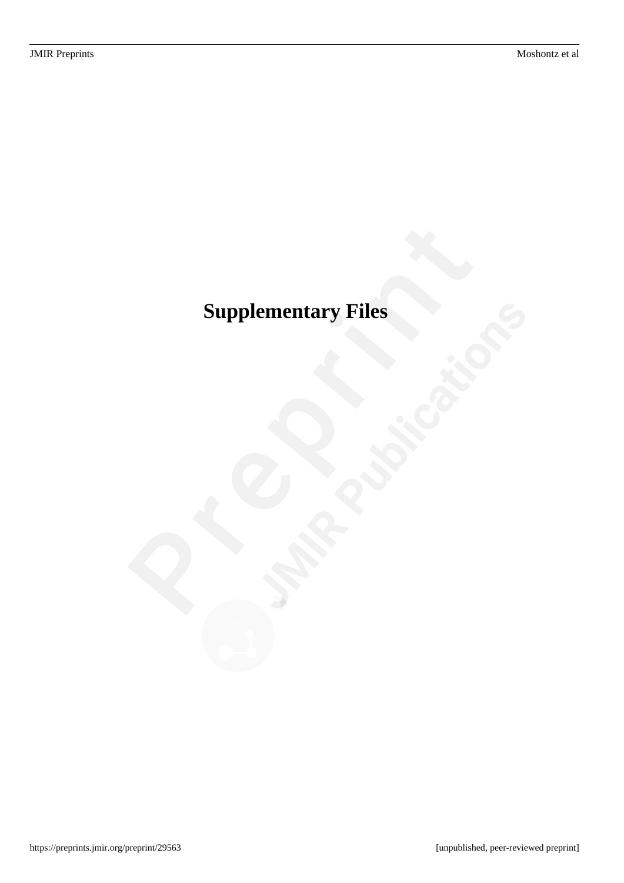# Supplementary Files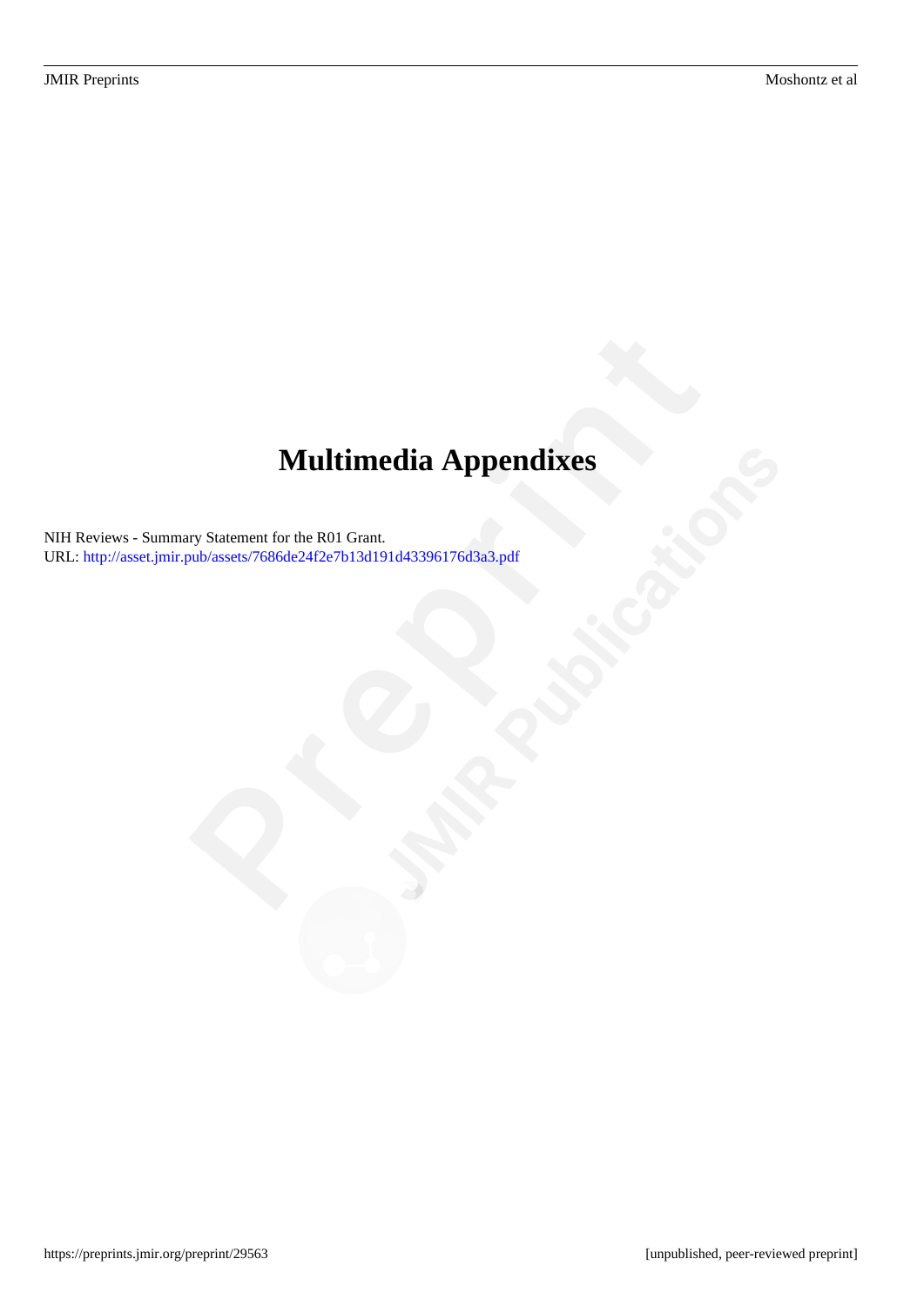# Multimedia Appendixes

NIH Reviews - Summary Statement for the R01 Grant.
URL: http://asset.jmir.pub/assets/7686de24f2e7b13d191d43396176d3a3.pdf